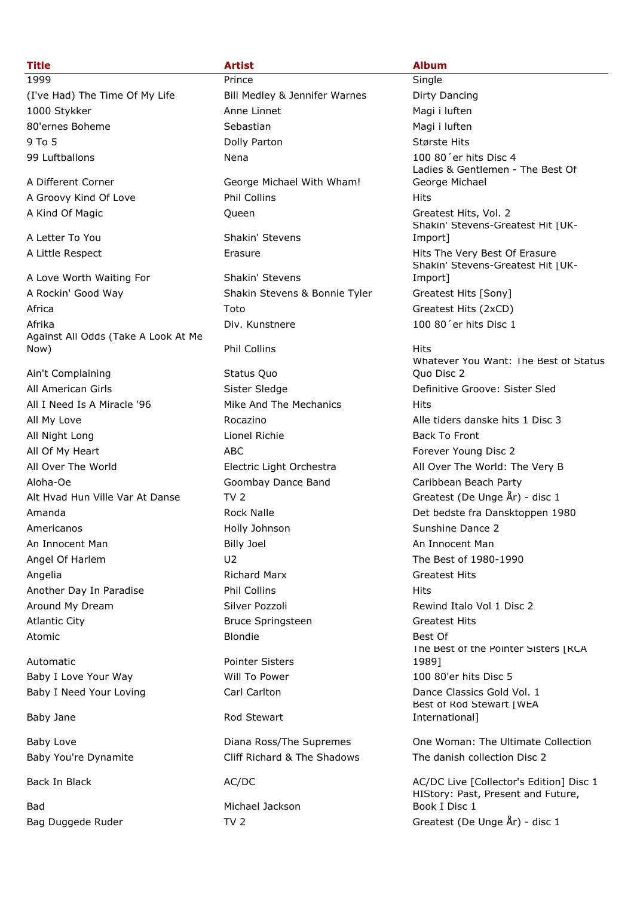| Title | Artist | Album |
|---|---|---|
| 1999 | Prince | Single |
| (I've Had) The Time Of My Life | Bill Medley & Jennifer Warnes | Dirty Dancing |
| 1000 Stykker | Anne Linnet | Magi i luften |
| 80'ernes Boheme | Sebastian | Magi i luften |
| 9 To 5 | Dolly Parton | Største Hits |
| 99 Luftballons | Nena | 100 80´er hits Disc 4 |
| A Different Corner | George Michael With Wham! | Ladies & Gentlemen - The Best Of George Michael |
| A Groovy Kind Of Love | Phil Collins | Hits |
| A Kind Of Magic | Queen | Greatest Hits, Vol. 2 |
| A Letter To You | Shakin' Stevens | Shakin' Stevens-Greatest Hit [UK-Import] |
| A Little Respect | Erasure | Hits The Very Best Of Erasure |
| A Love Worth Waiting For | Shakin' Stevens | Shakin' Stevens-Greatest Hit [UK-Import] |
| A Rockin' Good Way | Shakin Stevens & Bonnie Tyler | Greatest Hits [Sony] |
| Africa | Toto | Greatest Hits (2xCD) |
| Afrika | Div. Kunstnere | 100 80´er hits Disc 1 |
| Against All Odds (Take A Look At Me Now) | Phil Collins | Hits |
| Ain't Complaining | Status Quo | Whatever You Want: The Best of Status Quo Disc 2 |
| All American Girls | Sister Sledge | Definitive Groove: Sister Sled |
| All I Need Is A Miracle '96 | Mike And The Mechanics | Hits |
| All My Love | Rocazino | Alle tiders danske hits 1 Disc 3 |
| All Night Long | Lionel Richie | Back To Front |
| All Of My Heart | ABC | Forever Young Disc 2 |
| All Over The World | Electric Light Orchestra | All Over The World: The Very B |
| Aloha-Oe | Goombay Dance Band | Caribbean Beach Party |
| Alt Hvad Hun Ville Var At Danse | TV 2 | Greatest (De Unge År) - disc 1 |
| Amanda | Rock Nalle | Det bedste fra Dansktoppen 1980 |
| Americanos | Holly Johnson | Sunshine Dance 2 |
| An Innocent Man | Billy Joel | An Innocent Man |
| Angel Of Harlem | U2 | The Best of 1980-1990 |
| Angelia | Richard Marx | Greatest Hits |
| Another Day In Paradise | Phil Collins | Hits |
| Around My Dream | Silver Pozzoli | Rewind Italo Vol 1 Disc 2 |
| Atlantic City | Bruce Springsteen | Greatest Hits |
| Atomic | Blondie | Best Of |
| Automatic | Pointer Sisters | The Best of the Pointer Sisters [RCA 1989] |
| Baby I Love Your Way | Will To Power | 100 80'er hits Disc 5 |
| Baby I Need Your Loving | Carl Carlton | Dance Classics Gold Vol. 1 |
| Baby Jane | Rod Stewart | Best of Rod Stewart [WEA International] |
| Baby Love | Diana Ross/The Supremes | One Woman: The Ultimate Collection |
| Baby You're Dynamite | Cliff Richard & The Shadows | The danish collection Disc 2 |
| Back In Black | AC/DC | AC/DC Live [Collector's Edition] Disc 1 |
| Bad | Michael Jackson | HIStory: Past, Present and Future, Book I Disc 1 |
| Bag Duggede Ruder | TV 2 | Greatest (De Unge År) - disc 1 |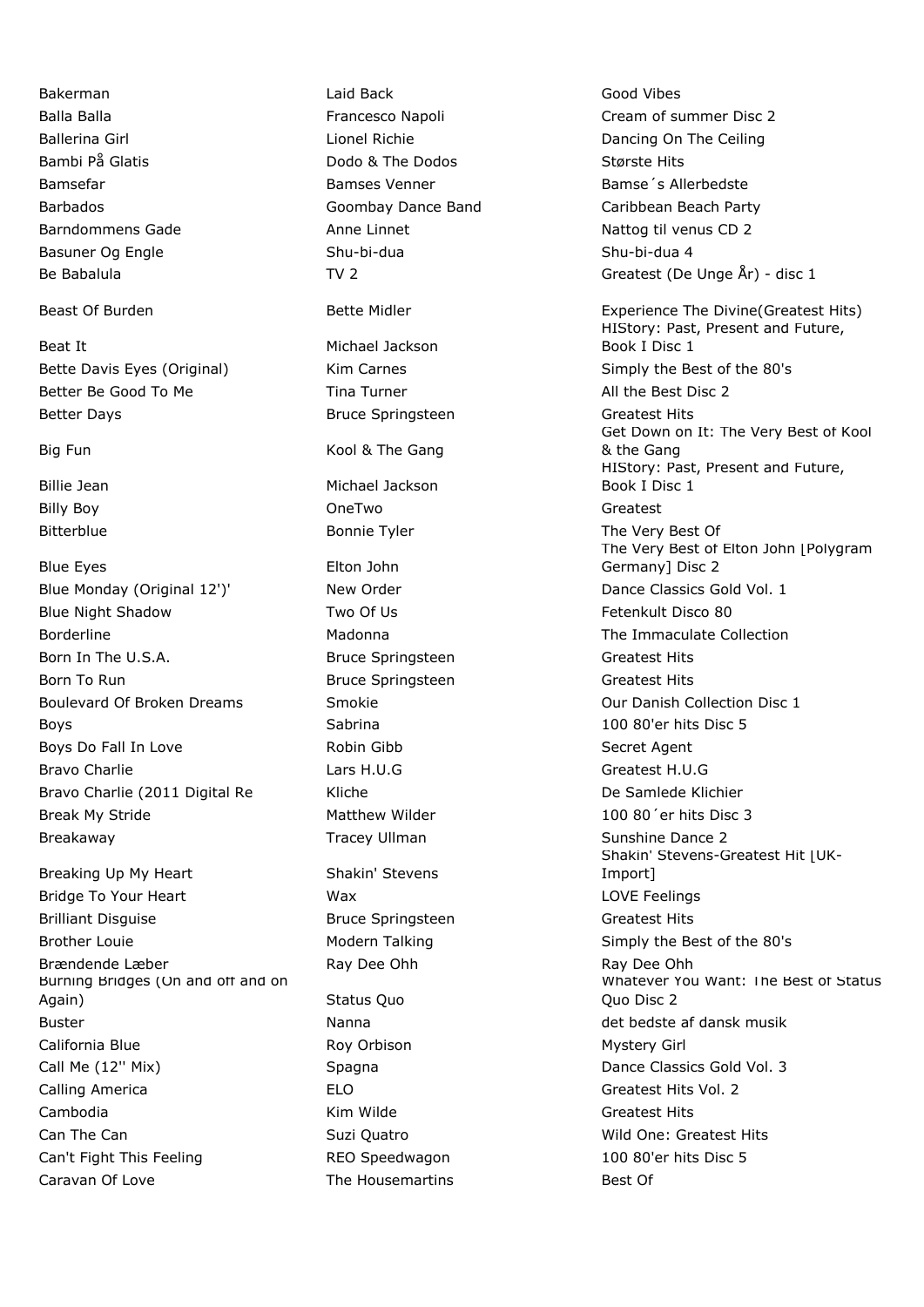| | | |
|---|---|---|
| Bakerman | Laid Back | Good Vibes |
| Balla Balla | Francesco Napoli | Cream of summer Disc 2 |
| Ballerina Girl | Lionel Richie | Dancing On The Ceiling |
| Bambi På Glatis | Dodo & The Dodos | Største Hits |
| Bamsefar | Bamses Venner | Bamse´s Allerbedste |
| Barbados | Goombay Dance Band | Caribbean Beach Party |
| Barndommens Gade | Anne Linnet | Nattog til venus CD 2 |
| Basuner Og Engle | Shu-bi-dua | Shu-bi-dua 4 |
| Be Babalula | TV 2 | Greatest (De Unge År) - disc 1 |
| Beast Of Burden | Bette Midler | Experience The Divine(Greatest Hits) |
| Beat It | Michael Jackson | HIStory: Past, Present and Future, Book I Disc 1 |
| Bette Davis Eyes (Original) | Kim Carnes | Simply the Best of the 80's |
| Better Be Good To Me | Tina Turner | All the Best Disc 2 |
| Better Days | Bruce Springsteen | Greatest Hits |
| Big Fun | Kool & The Gang | Get Down on It: The Very Best of Kool & the Gang |
| Billie Jean | Michael Jackson | HIStory: Past, Present and Future, Book I Disc 1 |
| Billy Boy | OneTwo | Greatest |
| Bitterblue | Bonnie Tyler | The Very Best Of |
| Blue Eyes | Elton John | The Very Best of Elton John [Polygram Germany] Disc 2 |
| Blue Monday (Original 12')' | New Order | Dance Classics Gold Vol. 1 |
| Blue Night Shadow | Two Of Us | Fetenkult Disco 80 |
| Borderline | Madonna | The Immaculate Collection |
| Born In The U.S.A. | Bruce Springsteen | Greatest Hits |
| Born To Run | Bruce Springsteen | Greatest Hits |
| Boulevard Of Broken Dreams | Smokie | Our Danish Collection Disc 1 |
| Boys | Sabrina | 100 80'er hits Disc 5 |
| Boys Do Fall In Love | Robin Gibb | Secret Agent |
| Bravo Charlie | Lars H.U.G | Greatest H.U.G |
| Bravo Charlie (2011 Digital Re | Kliche | De Samlede Klichier |
| Break My Stride | Matthew Wilder | 100 80´er hits Disc 3 |
| Breakaway | Tracey Ullman | Sunshine Dance 2 |
| Breaking Up My Heart | Shakin' Stevens | Shakin' Stevens-Greatest Hit [UK-Import] |
| Bridge To Your Heart | Wax | LOVE Feelings |
| Brilliant Disguise | Bruce Springsteen | Greatest Hits |
| Brother Louie | Modern Talking | Simply the Best of the 80's |
| Brændende Læber | Ray Dee Ohh | Ray Dee Ohh |
| Burning Bridges (On and off and on Again) | Status Quo | Whatever You Want: The Best of Status Quo Disc 2 |
| Buster | Nanna | det bedste af dansk musik |
| California Blue | Roy Orbison | Mystery Girl |
| Call Me (12'' Mix) | Spagna | Dance Classics Gold Vol. 3 |
| Calling America | ELO | Greatest Hits Vol. 2 |
| Cambodia | Kim Wilde | Greatest Hits |
| Can The Can | Suzi Quatro | Wild One: Greatest Hits |
| Can't Fight This Feeling | REO Speedwagon | 100 80'er hits Disc 5 |
| Caravan Of Love | The Housemartins | Best Of |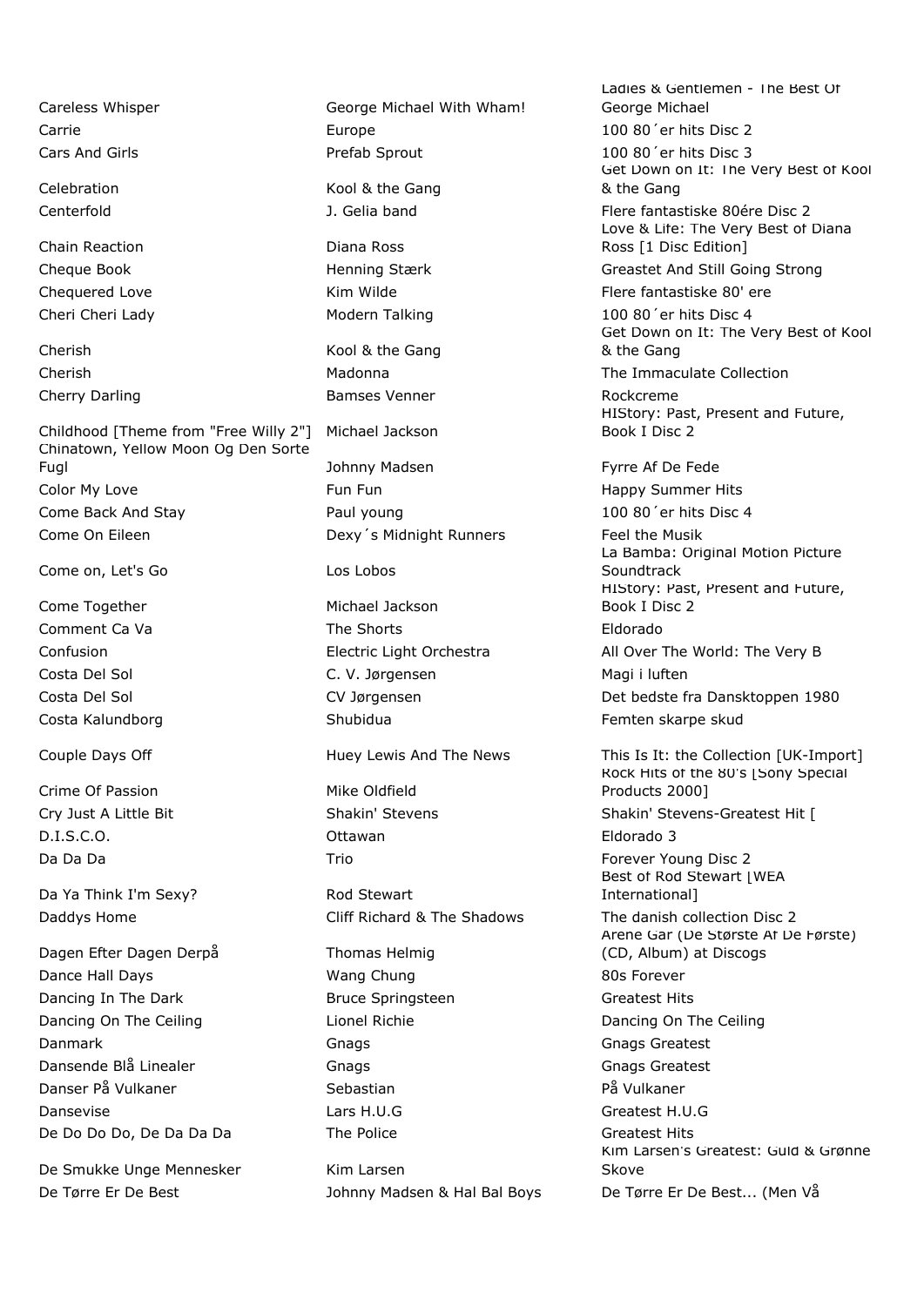| | | |
|---|---|---|
| Careless Whisper | George Michael With Wham! | Ladies & Gentlemen - The Best Of George Michael |
| Carrie | Europe | 100 80´er hits Disc 2 |
| Cars And Girls | Prefab Sprout | 100 80´er hits Disc 3 |
| Celebration | Kool & the Gang | Get Down on It: The Very Best of Kool & the Gang |
| Centerfold | J. Gelia band | Flere fantastiske 80ére Disc 2 |
| Chain Reaction | Diana Ross | Love & Life: The Very Best of Diana Ross [1 Disc Edition] |
| Cheque Book | Henning Stærk | Greastet And Still Going Strong |
| Chequered Love | Kim Wilde | Flere fantastiske 80' ere |
| Cheri Cheri Lady | Modern Talking | 100 80´er hits Disc 4 |
| Cherish | Kool & the Gang | Get Down on It: The Very Best of Kool & the Gang |
| Cherish | Madonna | The Immaculate Collection |
| Cherry Darling | Bamses Venner | Rockcreme |
| Childhood [Theme from "Free Willy 2"] | Michael Jackson | HIStory: Past, Present and Future, Book I Disc 2 |
| Chinatown, Yellow Moon Og Den Sorte Fugl | Johnny Madsen | Fyrre Af De Fede |
| Color My Love | Fun Fun | Happy Summer Hits |
| Come Back And Stay | Paul young | 100 80´er hits Disc 4 |
| Come On Eileen | Dexy´s Midnight Runners | Feel the Musik |
| Come on, Let's Go | Los Lobos | La Bamba: Original Motion Picture Soundtrack |
| Come Together | Michael Jackson | HIStory: Past, Present and Future, Book I Disc 2 |
| Comment Ca Va | The Shorts | Eldorado |
| Confusion | Electric Light Orchestra | All Over The World: The Very B |
| Costa Del Sol | C. V. Jørgensen | Magi i luften |
| Costa Del Sol | CV Jørgensen | Det bedste fra Dansktoppen 1980 |
| Costa Kalundborg | Shubidua | Femten skarpe skud |
| Couple Days Off | Huey Lewis And The News | This Is It: the Collection [UK-Import] |
| Crime Of Passion | Mike Oldfield | Rock Hits of the 80's [Sony Special Products 2000] |
| Cry Just A Little Bit | Shakin' Stevens | Shakin' Stevens-Greatest Hit [ |
| D.I.S.C.O. | Ottawan | Eldorado 3 |
| Da Da Da | Trio | Forever Young Disc 2 |
| Da Ya Think I'm Sexy? | Rod Stewart | Best of Rod Stewart [WEA International] |
| Daddys Home | Cliff Richard & The Shadows | The danish collection Disc 2 |
| Dagen Efter Dagen Derpå | Thomas Helmig | Årene Går (De Største Af De Første) (CD, Album) at Discogs |
| Dance Hall Days | Wang Chung | 80s Forever |
| Dancing In The Dark | Bruce Springsteen | Greatest Hits |
| Dancing On The Ceiling | Lionel Richie | Dancing On The Ceiling |
| Danmark | Gnags | Gnags Greatest |
| Dansende Blå Linealer | Gnags | Gnags Greatest |
| Danser På Vulkaner | Sebastian | På Vulkaner |
| Dansevise | Lars H.U.G | Greatest H.U.G |
| De Do Do Do, De Da Da Da | The Police | Greatest Hits |
| De Smukke Unge Mennesker | Kim Larsen | Kim Larsen's Greatest: Guld & Grønne Skove |
| De Tørre Er De Best | Johnny Madsen & Hal Bal Boys | De Tørre Er De Best... (Men Vå |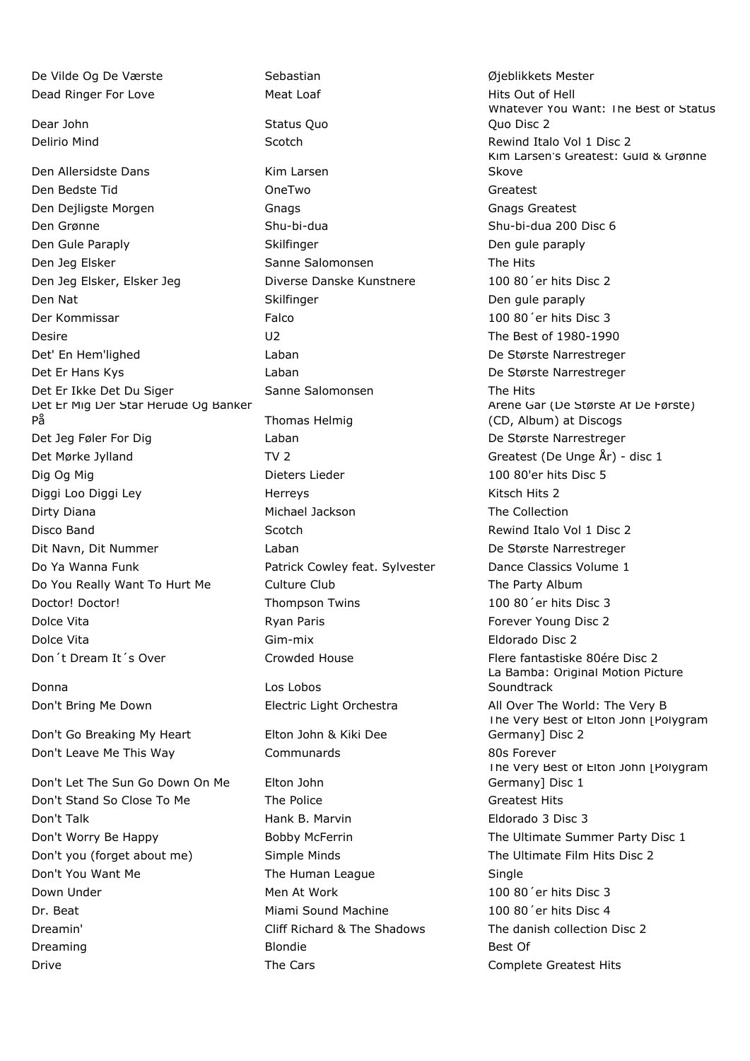| | | |
|---|---|---|
| De Vilde Og De Værste | Sebastian | Øjeblikkets Mester |
| Dead Ringer For Love | Meat Loaf | Hits Out of Hell |
| Dear John | Status Quo | Whatever You Want: The Best of Status Quo Disc 2 |
| Delirio Mind | Scotch | Rewind Italo Vol 1 Disc 2 |
| Den Allersidste Dans | Kim Larsen | Kim Larsen's Greatest: Guld & Grønne Skove |
| Den Bedste Tid | OneTwo | Greatest |
| Den Dejligste Morgen | Gnags | Gnags Greatest |
| Den Grønne | Shu-bi-dua | Shu-bi-dua 200 Disc 6 |
| Den Gule Paraply | Skilfinger | Den gule paraply |
| Den Jeg Elsker | Sanne Salomonsen | The Hits |
| Den Jeg Elsker, Elsker Jeg | Diverse Danske Kunstnere | 100 80´er hits Disc 2 |
| Den Nat | Skilfinger | Den gule paraply |
| Der Kommissar | Falco | 100 80´er hits Disc 3 |
| Desire | U2 | The Best of 1980-1990 |
| Det' En Hem'lighed | Laban | De Største Narrestreger |
| Det Er Hans Kys | Laban | De Største Narrestreger |
| Det Er Ikke Det Du Siger | Sanne Salomonsen | The Hits |
| Det Er Mig Der Står Herude Og Banker På | Thomas Helmig | Årene Går (De Største Af De Første) (CD, Album) at Discogs |
| Det Jeg Føler For Dig | Laban | De Største Narrestreger |
| Det Mørke Jylland | TV 2 | Greatest (De Unge År) - disc 1 |
| Dig Og Mig | Dieters Lieder | 100 80'er hits Disc 5 |
| Diggi Loo Diggi Ley | Herreys | Kitsch Hits 2 |
| Dirty Diana | Michael Jackson | The Collection |
| Disco Band | Scotch | Rewind Italo Vol 1 Disc 2 |
| Dit Navn, Dit Nummer | Laban | De Største Narrestreger |
| Do Ya Wanna Funk | Patrick Cowley feat. Sylvester | Dance Classics Volume 1 |
| Do You Really Want To Hurt Me | Culture Club | The Party Album |
| Doctor! Doctor! | Thompson Twins | 100 80´er hits Disc 3 |
| Dolce Vita | Ryan Paris | Forever Young Disc 2 |
| Dolce Vita | Gim-mix | Eldorado Disc 2 |
| Don´t Dream It´s Over | Crowded House | Flere fantastiske 80ére Disc 2 |
| Donna | Los Lobos | La Bamba: Original Motion Picture Soundtrack |
| Don't Bring Me Down | Electric Light Orchestra | All Over The World: The Very B |
| Don't Go Breaking My Heart | Elton John & Kiki Dee | The Very Best of Elton John [Polygram Germany] Disc 2 |
| Don't Leave Me This Way | Communards | 80s Forever |
| Don't Let The Sun Go Down On Me | Elton John | The Very Best of Elton John [Polygram Germany] Disc 1 |
| Don't Stand So Close To Me | The Police | Greatest Hits |
| Don't Talk | Hank B. Marvin | Eldorado 3 Disc 3 |
| Don't Worry Be Happy | Bobby McFerrin | The Ultimate Summer Party Disc 1 |
| Don't you (forget about me) | Simple Minds | The Ultimate Film Hits Disc 2 |
| Don't You Want Me | The Human League | Single |
| Down Under | Men At Work | 100 80´er hits Disc 3 |
| Dr. Beat | Miami Sound Machine | 100 80´er hits Disc 4 |
| Dreamin' | Cliff Richard & The Shadows | The danish collection Disc 2 |
| Dreaming | Blondie | Best Of |
| Drive | The Cars | Complete Greatest Hits |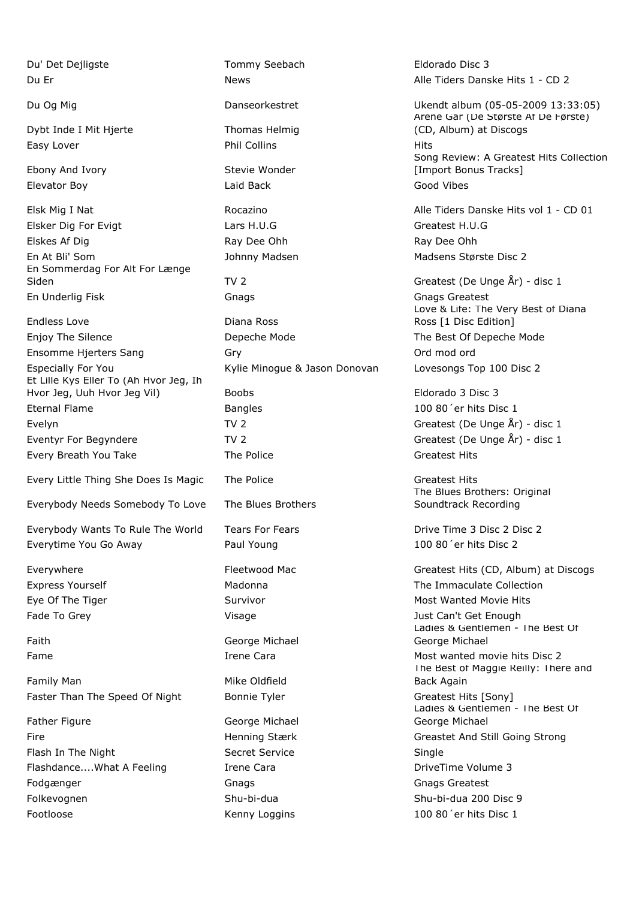| | | |
|---|---|---|
| Du' Det Dejligste | Tommy Seebach | Eldorado Disc 3 |
| Du Er | News | Alle Tiders Danske Hits 1 - CD 2 |
| Du Og Mig | Danseorkestret | Ukendt album (05-05-2009 13:33:05) |
| Dybt Inde I Mit Hjerte | Thomas Helmig | Årene Går (De Største Af De Første) (CD, Album) at Discogs |
| Easy Lover | Phil Collins | Hits |
| Ebony And Ivory | Stevie Wonder | Song Review: A Greatest Hits Collection [Import Bonus Tracks] |
| Elevator Boy | Laid Back | Good Vibes |
| Elsk Mig I Nat | Rocazino | Alle Tiders Danske Hits vol 1 - CD 01 |
| Elsker Dig For Evigt | Lars H.U.G | Greatest H.U.G |
| Elskes Af Dig | Ray Dee Ohh | Ray Dee Ohh |
| En At Bli' Som | Johnny Madsen | Madsens Største Disc 2 |
| En Sommerdag For Alt For Længe Siden | TV 2 | Greatest (De Unge År) - disc 1 |
| En Underlig Fisk | Gnags | Gnags Greatest |
| Endless Love | Diana Ross | Love & Life: The Very Best of Diana Ross [1 Disc Edition] |
| Enjoy The Silence | Depeche Mode | The Best Of Depeche Mode |
| Ensomme Hjerters Sang | Gry | Ord mod ord |
| Especially For You | Kylie Minogue & Jason Donovan | Lovesongs Top 100 Disc 2 |
| Et Lille Kys Eller To (Ah Hvor Jeg, Ih Hvor Jeg, Uuh Hvor Jeg Vil) | Boobs | Eldorado 3 Disc 3 |
| Eternal Flame | Bangles | 100 80´er hits Disc 1 |
| Evelyn | TV 2 | Greatest (De Unge År) - disc 1 |
| Eventyr For Begyndere | TV 2 | Greatest (De Unge År) - disc 1 |
| Every Breath You Take | The Police | Greatest Hits |
| Every Little Thing She Does Is Magic | The Police | Greatest Hits |
| Everybody Needs Somebody To Love | The Blues Brothers | The Blues Brothers: Original Soundtrack Recording |
| Everybody Wants To Rule The World | Tears For Fears | Drive Time 3 Disc 2 Disc 2 |
| Everytime You Go Away | Paul Young | 100 80´er hits Disc 2 |
| Everywhere | Fleetwood Mac | Greatest Hits (CD, Album) at Discogs |
| Express Yourself | Madonna | The Immaculate Collection |
| Eye Of The Tiger | Survivor | Most Wanted Movie Hits |
| Fade To Grey | Visage | Just Can't Get Enough |
| Faith | George Michael | Ladies & Gentlemen - The Best Of George Michael |
| Fame | Irene Cara | Most wanted movie hits Disc 2 |
| Family Man | Mike Oldfield | The Best of Maggie Reilly: There and Back Again |
| Faster Than The Speed Of Night | Bonnie Tyler | Greatest Hits [Sony] |
| Father Figure | George Michael | Ladies & Gentlemen - The Best Of George Michael |
| Fire | Henning Stærk | Greastet And Still Going Strong |
| Flash In The Night | Secret Service | Single |
| Flashdance....What A Feeling | Irene Cara | DriveTime Volume 3 |
| Fodgænger | Gnags | Gnags Greatest |
| Folkevognen | Shu-bi-dua | Shu-bi-dua 200 Disc 9 |
| Footloose | Kenny Loggins | 100 80´er hits Disc 1 |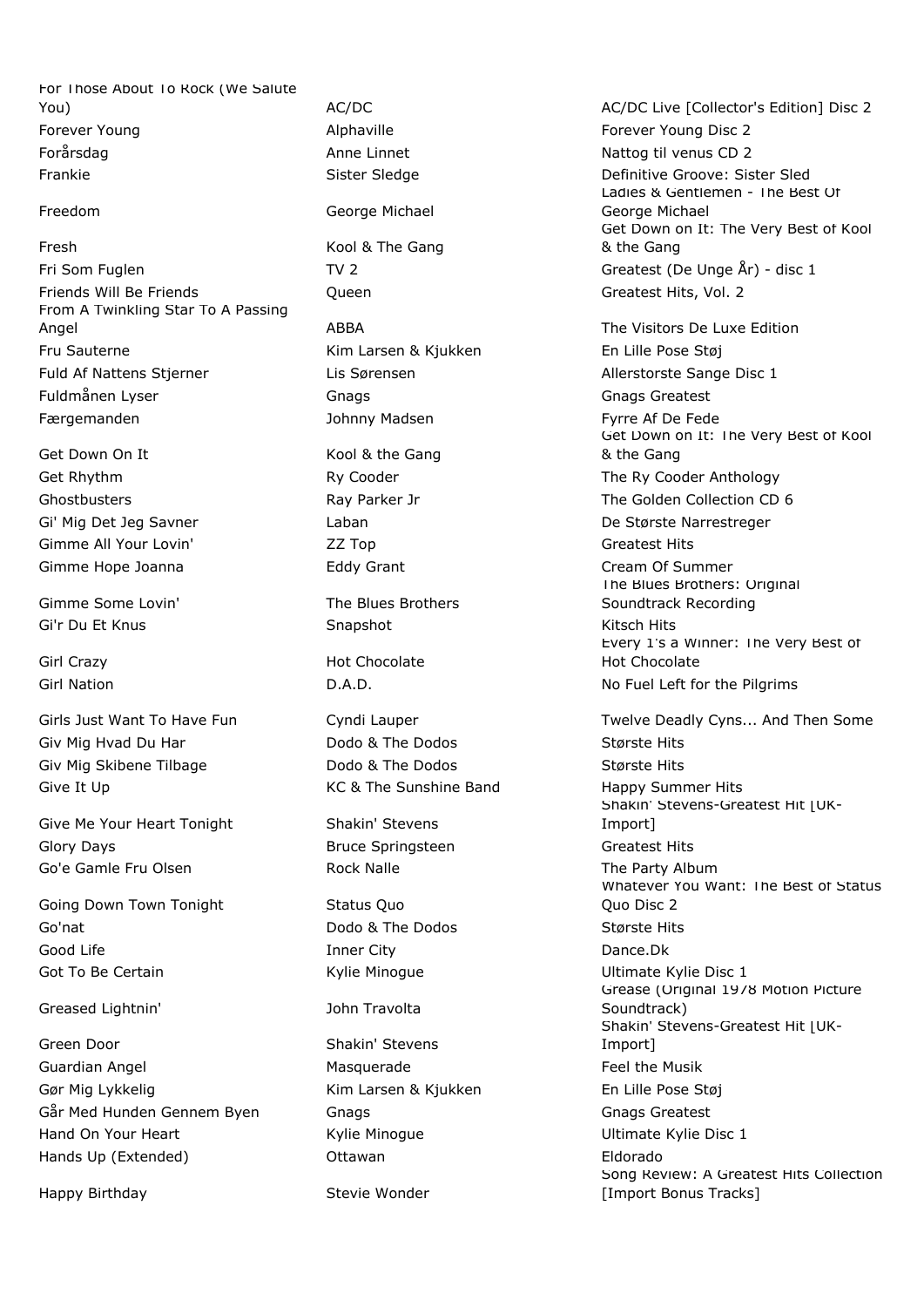| | | |
|---|---|---|
| For Those About To Rock (We Salute You) | AC/DC | AC/DC Live [Collector's Edition] Disc 2 |
| Forever Young | Alphaville | Forever Young Disc 2 |
| Forårsdag | Anne Linnet | Nattog til venus CD 2 |
| Frankie | Sister Sledge | Definitive Groove: Sister Sled |
| Freedom | George Michael | Ladies & Gentlemen - The Best Of George Michael |
| Fresh | Kool & The Gang | Get Down on It: The Very Best of Kool & the Gang |
| Fri Som Fuglen | TV 2 | Greatest (De Unge År) - disc 1 |
| Friends Will Be Friends | Queen | Greatest Hits, Vol. 2 |
| From A Twinkling Star To A Passing Angel | ABBA | The Visitors De Luxe Edition |
| Fru Sauterne | Kim Larsen & Kjukken | En Lille Pose Støj |
| Fuld Af Nattens Stjerner | Lis Sørensen | Allerstorste Sange Disc 1 |
| Fuldmånen Lyser | Gnags | Gnags Greatest |
| Færgemanden | Johnny Madsen | Fyrre Af De Fede |
| Get Down On It | Kool & the Gang | Get Down on It: The Very Best of Kool & the Gang |
| Get Rhythm | Ry Cooder | The Ry Cooder Anthology |
| Ghostbusters | Ray Parker Jr | The Golden Collection CD 6 |
| Gi' Mig Det Jeg Savner | Laban | De Største Narrestreger |
| Gimme All Your Lovin' | ZZ Top | Greatest Hits |
| Gimme Hope Joanna | Eddy Grant | Cream Of Summer |
| Gimme Some Lovin' | The Blues Brothers | The Blues Brothers: Original Soundtrack Recording |
| Gi'r Du Et Knus | Snapshot | Kitsch Hits |
| Girl Crazy | Hot Chocolate | Every 1's a Winner: The Very Best of Hot Chocolate |
| Girl Nation | D.A.D. | No Fuel Left for the Pilgrims |
| Girls Just Want To Have Fun | Cyndi Lauper | Twelve Deadly Cyns... And Then Some |
| Giv Mig Hvad Du Har | Dodo & The Dodos | Største Hits |
| Giv Mig Skibene Tilbage | Dodo & The Dodos | Største Hits |
| Give It Up | KC & The Sunshine Band | Happy Summer Hits |
| Give Me Your Heart Tonight | Shakin' Stevens | Shakin' Stevens-Greatest Hit [UK-Import] |
| Glory Days | Bruce Springsteen | Greatest Hits |
| Go'e Gamle Fru Olsen | Rock Nalle | The Party Album |
| Going Down Town Tonight | Status Quo | Whatever You Want: The Best of Status Quo Disc 2 |
| Go'nat | Dodo & The Dodos | Største Hits |
| Good Life | Inner City | Dance.Dk |
| Got To Be Certain | Kylie Minogue | Ultimate Kylie Disc 1 |
| Greased Lightnin' | John Travolta | Grease (Original 1978 Motion Picture Soundtrack) |
| Green Door | Shakin' Stevens | Shakin' Stevens-Greatest Hit [UK-Import] |
| Guardian Angel | Masquerade | Feel the Musik |
| Gør Mig Lykkelig | Kim Larsen & Kjukken | En Lille Pose Støj |
| Går Med Hunden Gennem Byen | Gnags | Gnags Greatest |
| Hand On Your Heart | Kylie Minogue | Ultimate Kylie Disc 1 |
| Hands Up (Extended) | Ottawan | Eldorado |
| Happy Birthday | Stevie Wonder | Song Review: A Greatest Hits Collection [Import Bonus Tracks] |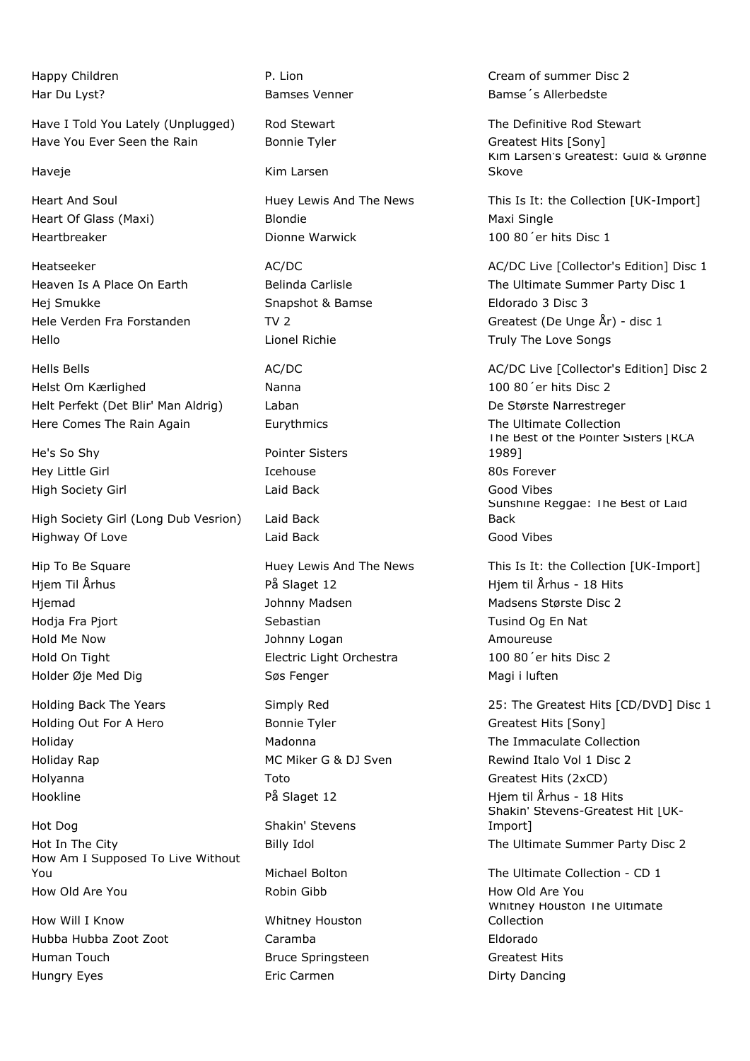| | | |
|---|---|---|
| Happy Children | P. Lion | Cream of summer Disc 2 |
| Har Du Lyst? | Bamses Venner | Bamse´s Allerbedste |
| Have I Told You Lately (Unplugged) | Rod Stewart | The Definitive Rod Stewart |
| Have You Ever Seen the Rain | Bonnie Tyler | Greatest Hits [Sony] |
| Haveje | Kim Larsen | Kim Larsen's Greatest: Guld & Grønne Skove |
| Heart And Soul | Huey Lewis And The News | This Is It: the Collection [UK-Import] |
| Heart Of Glass (Maxi) | Blondie | Maxi Single |
| Heartbreaker | Dionne Warwick | 100 80´er hits Disc 1 |
| Heatseeker | AC/DC | AC/DC Live [Collector's Edition] Disc 1 |
| Heaven Is A Place On Earth | Belinda Carlisle | The Ultimate Summer Party Disc 1 |
| Hej Smukke | Snapshot & Bamse | Eldorado 3 Disc 3 |
| Hele Verden Fra Forstanden | TV 2 | Greatest (De Unge År) - disc 1 |
| Hello | Lionel Richie | Truly The Love Songs |
| Hells Bells | AC/DC | AC/DC Live [Collector's Edition] Disc 2 |
| Helst Om Kærlighed | Nanna | 100 80´er hits Disc 2 |
| Helt Perfekt (Det Blir' Man Aldrig) | Laban | De Største Narrestreger |
| Here Comes The Rain Again | Eurythmics | The Ultimate Collection |
| He's So Shy | Pointer Sisters | The Best of the Pointer Sisters [RCA 1989] |
| Hey Little Girl | Icehouse | 80s Forever |
| High Society Girl | Laid Back | Good Vibes |
| High Society Girl (Long Dub Vesrion) | Laid Back | Sunshine Reggae: The Best of Laid Back |
| Highway Of Love | Laid Back | Good Vibes |
| Hip To Be Square | Huey Lewis And The News | This Is It: the Collection [UK-Import] |
| Hjem Til Århus | På Slaget 12 | Hjem til Århus - 18 Hits |
| Hjemad | Johnny Madsen | Madsens Største Disc 2 |
| Hodja Fra Pjort | Sebastian | Tusind Og En Nat |
| Hold Me Now | Johnny Logan | Amoureuse |
| Hold On Tight | Electric Light Orchestra | 100 80´er hits Disc 2 |
| Holder Øje Med Dig | Søs Fenger | Magi i luften |
| Holding Back The Years | Simply Red | 25: The Greatest Hits [CD/DVD] Disc 1 |
| Holding Out For A Hero | Bonnie Tyler | Greatest Hits [Sony] |
| Holiday | Madonna | The Immaculate Collection |
| Holiday Rap | MC Miker G & DJ Sven | Rewind Italo Vol 1 Disc 2 |
| Holyanna | Toto | Greatest Hits (2xCD) |
| Hookline | På Slaget 12 | Hjem til Århus - 18 Hits |
| Hot Dog | Shakin' Stevens | Shakin' Stevens-Greatest Hit [UK-Import] |
| Hot In The City | Billy Idol | The Ultimate Summer Party Disc 2 |
| How Am I Supposed To Live Without You | Michael Bolton | The Ultimate Collection - CD 1 |
| How Old Are You | Robin Gibb | How Old Are You |
| How Will I Know | Whitney Houston | Whitney Houston The Ultimate Collection |
| Hubba Hubba Zoot Zoot | Caramba | Eldorado |
| Human Touch | Bruce Springsteen | Greatest Hits |
| Hungry Eyes | Eric Carmen | Dirty Dancing |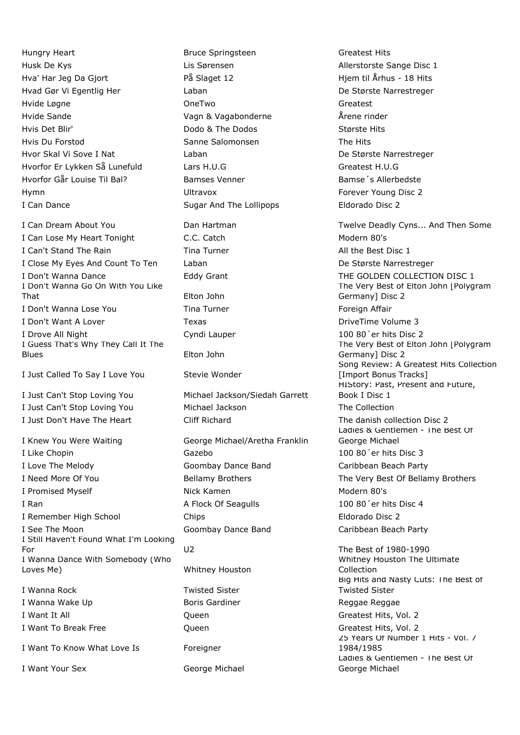| | | |
|---|---|---|
| Hungry Heart | Bruce Springsteen | Greatest Hits |
| Husk De Kys | Lis Sørensen | Allerstorste Sange Disc 1 |
| Hva' Har Jeg Da Gjort | På Slaget 12 | Hjem til Århus - 18 Hits |
| Hvad Gør Vi Egentlig Her | Laban | De Største Narrestreger |
| Hvide Løgne | OneTwo | Greatest |
| Hvide Sande | Vagn & Vagabonderne | Årene rinder |
| Hvis Det Blir' | Dodo & The Dodos | Største Hits |
| Hvis Du Forstod | Sanne Salomonsen | The Hits |
| Hvor Skal Vi Sove I Nat | Laban | De Største Narrestreger |
| Hvorfor Er Lykken Så Lunefuld | Lars H.U.G | Greatest H.U.G |
| Hvorfor Går Louise Til Bal? | Bamses Venner | Bamse´s Allerbedste |
| Hymn | Ultravox | Forever Young Disc 2 |
| I Can Dance | Sugar And The Lollipops | Eldorado Disc 2 |
| I Can Dream About You | Dan Hartman | Twelve Deadly Cyns... And Then Some |
| I Can Lose My Heart Tonight | C.C. Catch | Modern 80's |
| I Can't Stand The Rain | Tina Turner | All the Best Disc 1 |
| I Close My Eyes And Count To Ten | Laban | De Største Narrestreger |
| I Don't Wanna Dance | Eddy Grant | THE GOLDEN COLLECTION DISC 1 |
| I Don't Wanna Go On With You Like That | Elton John | The Very Best of Elton John [Polygram Germany] Disc 2 |
| I Don't Wanna Lose You | Tina Turner | Foreign Affair |
| I Don't Want A Lover | Texas | DriveTime Volume 3 |
| I Drove All Night | Cyndi Lauper | 100 80´er hits Disc 2 |
| I Guess That's Why They Call It The Blues | Elton John | The Very Best of Elton John [Polygram Germany] Disc 2 |
| I Just Called To Say I Love You | Stevie Wonder | Song Review: A Greatest Hits Collection [Import Bonus Tracks] |
| I Just Can't Stop Loving You | Michael Jackson/Siedah Garrett | HIStory: Past, Present and Future, Book I Disc 1 |
| I Just Can't Stop Loving You | Michael Jackson | The Collection |
| I Just Don't Have The Heart | Cliff Richard | The danish collection Disc 2 |
| I Knew You Were Waiting | George Michael/Aretha Franklin | Ladies & Gentlemen - The Best Of George Michael |
| I Like Chopin | Gazebo | 100 80´er hits Disc 3 |
| I Love The Melody | Goombay Dance Band | Caribbean Beach Party |
| I Need More Of You | Bellamy Brothers | The Very Best Of Bellamy Brothers |
| I Promised Myself | Nick Kamen | Modern 80's |
| I Ran | A Flock Of Seagulls | 100 80´er hits Disc 4 |
| I Remember High School | Chips | Eldorado Disc 2 |
| I See The Moon | Goombay Dance Band | Caribbean Beach Party |
| I Still Haven't Found What I'm Looking For | U2 | The Best of 1980-1990 |
| I Wanna Dance With Somebody (Who Loves Me) | Whitney Houston | Whitney Houston The Ultimate Collection |
| I Wanna Rock | Twisted Sister | Big Hits and Nasty Cuts: The Best of Twisted Sister |
| I Wanna Wake Up | Boris Gardiner | Reggae Reggae |
| I Want It All | Queen | Greatest Hits, Vol. 2 |
| I Want To Break Free | Queen | Greatest Hits, Vol. 2 |
| I Want To Know What Love Is | Foreigner | 25 Years Of Number 1 Hits - Vol. 7 1984/1985 |
| I Want Your Sex | George Michael | Ladies & Gentlemen - The Best Of George Michael |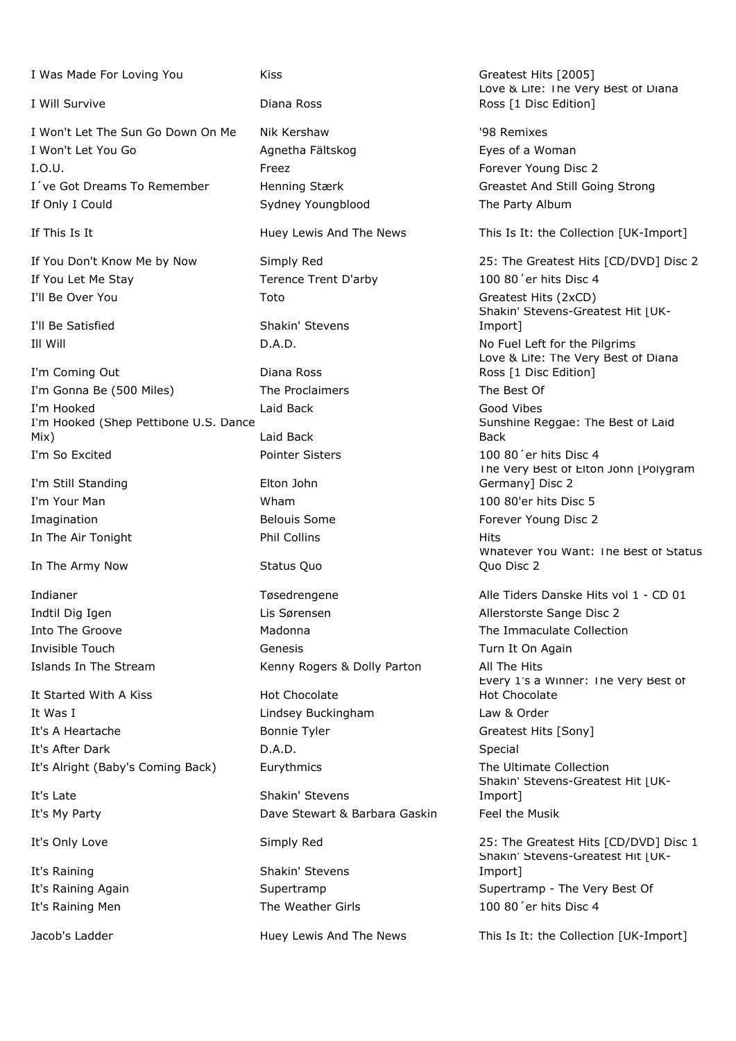| | | |
|---|---|---|
| I Was Made For Loving You | Kiss | Greatest Hits [2005] |
| I Will Survive | Diana Ross | Love & Life: The Very Best of Diana Ross [1 Disc Edition] |
| I Won't Let The Sun Go Down On Me | Nik Kershaw | '98 Remixes |
| I Won't Let You Go | Agnetha Fältskog | Eyes of a Woman |
| I.O.U. | Freez | Forever Young Disc 2 |
| I´ve Got Dreams To Remember | Henning Stærk | Greastet And Still Going Strong |
| If Only I Could | Sydney Youngblood | The Party Album |
| If This Is It | Huey Lewis And The News | This Is It: the Collection [UK-Import] |
| If You Don't Know Me by Now | Simply Red | 25: The Greatest Hits [CD/DVD] Disc 2 |
| If You Let Me Stay | Terence Trent D'arby | 100 80´er hits Disc 4 |
| I'll Be Over You | Toto | Greatest Hits (2xCD) |
| I'll Be Satisfied | Shakin' Stevens | Shakin' Stevens-Greatest Hit [UK-Import] |
| Ill Will | D.A.D. | No Fuel Left for the Pilgrims |
| I'm Coming Out | Diana Ross | Love & Life: The Very Best of Diana Ross [1 Disc Edition] |
| I'm Gonna Be (500 Miles) | The Proclaimers | The Best Of |
| I'm Hooked | Laid Back | Good Vibes |
| I'm Hooked (Shep Pettibone U.S. Dance Mix) | Laid Back | Sunshine Reggae: The Best of Laid Back |
| I'm So Excited | Pointer Sisters | 100 80´er hits Disc 4 |
| I'm Still Standing | Elton John | The Very Best of Elton John [Polygram Germany] Disc 2 |
| I'm Your Man | Wham | 100 80'er hits Disc 5 |
| Imagination | Belouis Some | Forever Young Disc 2 |
| In The Air Tonight | Phil Collins | Hits |
| In The Army Now | Status Quo | Whatever You Want: The Best of Status Quo Disc 2 |
| Indianer | Tøsedrengene | Alle Tiders Danske Hits vol 1 - CD 01 |
| Indtil Dig Igen | Lis Sørensen | Allerstorste Sange Disc 2 |
| Into The Groove | Madonna | The Immaculate Collection |
| Invisible Touch | Genesis | Turn It On Again |
| Islands In The Stream | Kenny Rogers & Dolly Parton | All The Hits |
| It Started With A Kiss | Hot Chocolate | Every 1's a Winner: The Very Best of Hot Chocolate |
| It Was I | Lindsey Buckingham | Law & Order |
| It's A Heartache | Bonnie Tyler | Greatest Hits [Sony] |
| It's After Dark | D.A.D. | Special |
| It's Alright (Baby's Coming Back) | Eurythmics | The Ultimate Collection |
| It's Late | Shakin' Stevens | Shakin' Stevens-Greatest Hit [UK-Import] |
| It's My Party | Dave Stewart & Barbara Gaskin | Feel the Musik |
| It's Only Love | Simply Red | 25: The Greatest Hits [CD/DVD] Disc 1 |
| It's Raining | Shakin' Stevens | Shakin' Stevens-Greatest Hit [UK-Import] |
| It's Raining Again | Supertramp | Supertramp - The Very Best Of |
| It's Raining Men | The Weather Girls | 100 80´er hits Disc 4 |
| Jacob's Ladder | Huey Lewis And The News | This Is It: the Collection [UK-Import] |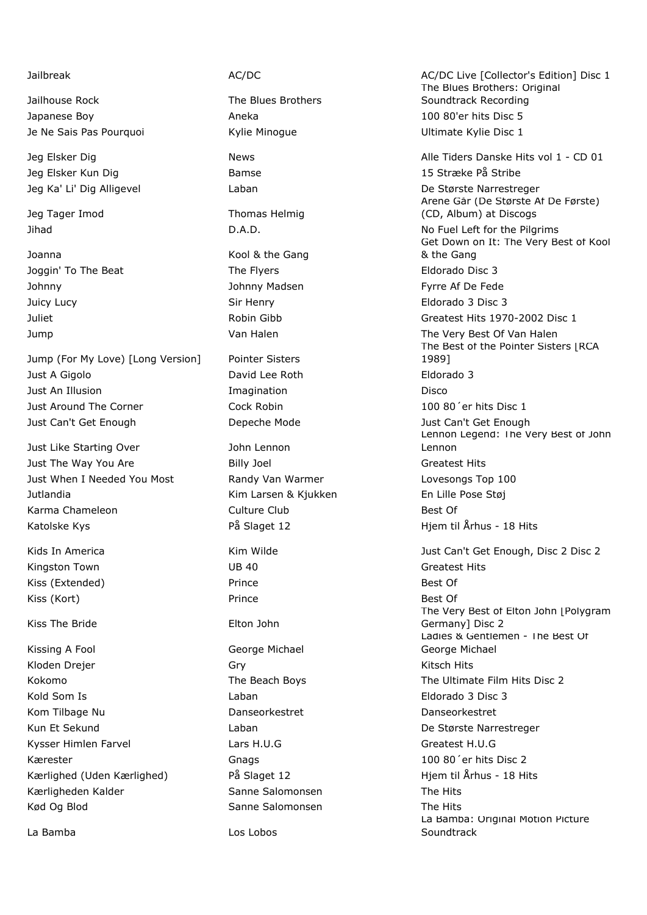| | | |
|---|---|---|
| Jailbreak | AC/DC | AC/DC Live [Collector's Edition] Disc 1 |
| Jailhouse Rock | The Blues Brothers | The Blues Brothers: Original Soundtrack Recording |
| Japanese Boy | Aneka | 100 80'er hits Disc 5 |
| Je Ne Sais Pas Pourquoi | Kylie Minogue | Ultimate Kylie Disc 1 |
| Jeg Elsker Dig | News | Alle Tiders Danske Hits vol 1 - CD 01 |
| Jeg Elsker Kun Dig | Bamse | 15 Stræke På Stribe |
| Jeg Ka' Li' Dig Alligevel | Laban | De Største Narrestreger |
| Jeg Tager Imod | Thomas Helmig | Arene Går (De Største Af De Første) (CD, Album) at Discogs |
| Jihad | D.A.D. | No Fuel Left for the Pilgrims |
| Joanna | Kool & the Gang | Get Down on It: The Very Best of Kool & the Gang |
| Joggin' To The Beat | The Flyers | Eldorado Disc 3 |
| Johnny | Johnny Madsen | Fyrre Af De Fede |
| Juicy Lucy | Sir Henry | Eldorado 3 Disc 3 |
| Juliet | Robin Gibb | Greatest Hits 1970-2002 Disc 1 |
| Jump | Van Halen | The Very Best Of Van Halen |
| Jump (For My Love) [Long Version] | Pointer Sisters | The Best of the Pointer Sisters [RCA 1989] |
| Just A Gigolo | David Lee Roth | Eldorado 3 |
| Just An Illusion | Imagination | Disco |
| Just Around The Corner | Cock Robin | 100 80´er hits Disc 1 |
| Just Can't Get Enough | Depeche Mode | Just Can't Get Enough |
| Just Like Starting Over | John Lennon | Lennon Legend: The Very Best of John Lennon |
| Just The Way You Are | Billy Joel | Greatest Hits |
| Just When I Needed You Most | Randy Van Warmer | Lovesongs Top 100 |
| Jutlandia | Kim Larsen & Kjukken | En Lille Pose Støj |
| Karma Chameleon | Culture Club | Best Of |
| Katolske Kys | På Slaget 12 | Hjem til Århus - 18 Hits |
| Kids In America | Kim Wilde | Just Can't Get Enough, Disc 2 Disc 2 |
| Kingston Town | UB 40 | Greatest Hits |
| Kiss (Extended) | Prince | Best Of |
| Kiss (Kort) | Prince | Best Of |
| Kiss The Bride | Elton John | The Very Best of Elton John [Polygram Germany] Disc 2 |
| Kissing A Fool | George Michael | Ladies & Gentlemen - The Best Of George Michael |
| Kloden Drejer | Gry | Kitsch Hits |
| Kokomo | The Beach Boys | The Ultimate Film Hits Disc 2 |
| Kold Som Is | Laban | Eldorado 3 Disc 3 |
| Kom Tilbage Nu | Danseorkestret | Danseorkestret |
| Kun Et Sekund | Laban | De Største Narrestreger |
| Kysser Himlen Farvel | Lars H.U.G | Greatest H.U.G |
| Kærester | Gnags | 100 80´er hits Disc 2 |
| Kærlighed (Uden Kærlighed) | På Slaget 12 | Hjem til Århus - 18 Hits |
| Kærligheden Kalder | Sanne Salomonsen | The Hits |
| Kød Og Blod | Sanne Salomonsen | The Hits |
| La Bamba | Los Lobos | La Bamba: Original Motion Picture Soundtrack |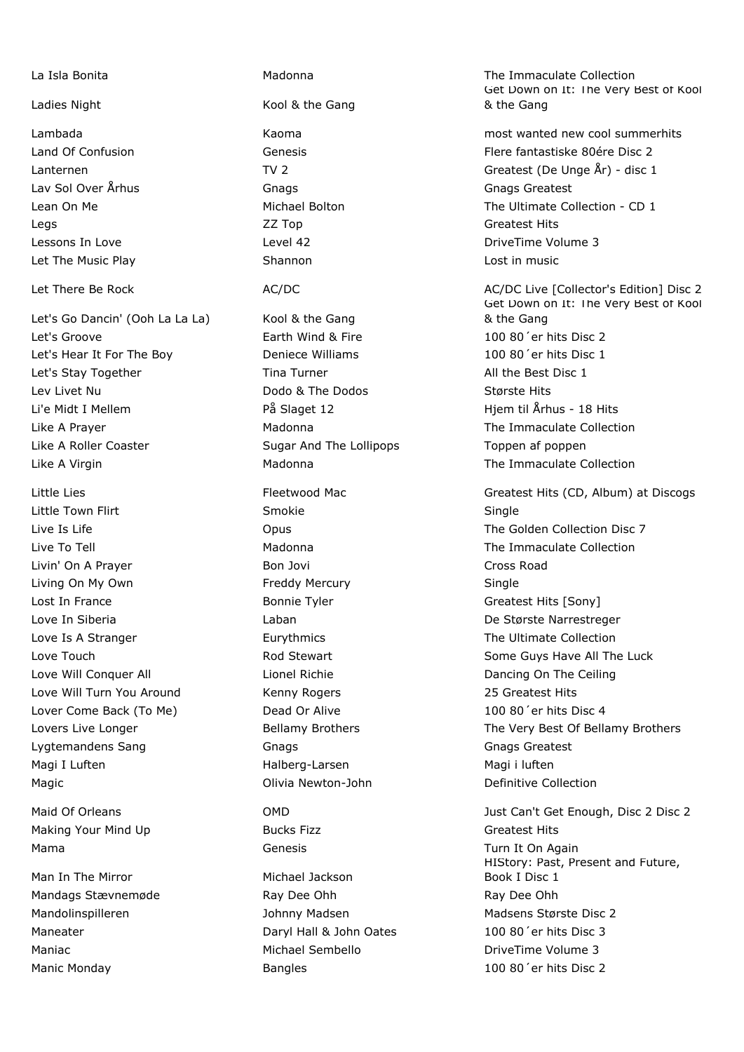| | | |
|---|---|---|
| La Isla Bonita | Madonna | The Immaculate Collection |
| Ladies Night | Kool & the Gang | Get Down on It: The Very Best of Kool & the Gang |
| Lambada | Kaoma | most wanted new cool summerhits |
| Land Of Confusion | Genesis | Flere fantastiske 80ére Disc 2 |
| Lanternen | TV 2 | Greatest (De Unge År) - disc 1 |
| Lav Sol Over Århus | Gnags | Gnags Greatest |
| Lean On Me | Michael Bolton | The Ultimate Collection - CD 1 |
| Legs | ZZ Top | Greatest Hits |
| Lessons In Love | Level 42 | DriveTime Volume 3 |
| Let The Music Play | Shannon | Lost in music |
| Let There Be Rock | AC/DC | AC/DC Live [Collector's Edition] Disc 2 |
| Let's Go Dancin' (Ooh La La La) | Kool & the Gang | Get Down on It: The Very Best of Kool & the Gang |
| Let's Groove | Earth Wind & Fire | 100 80´er hits Disc 2 |
| Let's Hear It For The Boy | Deniece Williams | 100 80´er hits Disc 1 |
| Let's Stay Together | Tina Turner | All the Best Disc 1 |
| Lev Livet Nu | Dodo & The Dodos | Største Hits |
| Li'e Midt I Mellem | På Slaget 12 | Hjem til Århus - 18 Hits |
| Like A Prayer | Madonna | The Immaculate Collection |
| Like A Roller Coaster | Sugar And The Lollipops | Toppen af poppen |
| Like A Virgin | Madonna | The Immaculate Collection |
| Little Lies | Fleetwood Mac | Greatest Hits (CD, Album) at Discogs |
| Little Town Flirt | Smokie | Single |
| Live Is Life | Opus | The Golden Collection Disc 7 |
| Live To Tell | Madonna | The Immaculate Collection |
| Livin' On A Prayer | Bon Jovi | Cross Road |
| Living On My Own | Freddy Mercury | Single |
| Lost In France | Bonnie Tyler | Greatest Hits [Sony] |
| Love In Siberia | Laban | De Største Narrestreger |
| Love Is A Stranger | Eurythmics | The Ultimate Collection |
| Love Touch | Rod Stewart | Some Guys Have All The Luck |
| Love Will Conquer All | Lionel Richie | Dancing On The Ceiling |
| Love Will Turn You Around | Kenny Rogers | 25 Greatest Hits |
| Lover Come Back (To Me) | Dead Or Alive | 100 80´er hits Disc 4 |
| Lovers Live Longer | Bellamy Brothers | The Very Best Of Bellamy Brothers |
| Lygtemandens Sang | Gnags | Gnags Greatest |
| Magi I Luften | Halberg-Larsen | Magi i luften |
| Magic | Olivia Newton-John | Definitive Collection |
| Maid Of Orleans | OMD | Just Can't Get Enough, Disc 2 Disc 2 |
| Making Your Mind Up | Bucks Fizz | Greatest Hits |
| Mama | Genesis | Turn It On Again |
| Man In The Mirror | Michael Jackson | HIStory: Past, Present and Future, Book I Disc 1 |
| Mandags Stævnemøde | Ray Dee Ohh | Ray Dee Ohh |
| Mandolinspilleren | Johnny Madsen | Madsens Største Disc 2 |
| Maneater | Daryl Hall & John Oates | 100 80´er hits Disc 3 |
| Maniac | Michael Sembello | DriveTime Volume 3 |
| Manic Monday | Bangles | 100 80´er hits Disc 2 |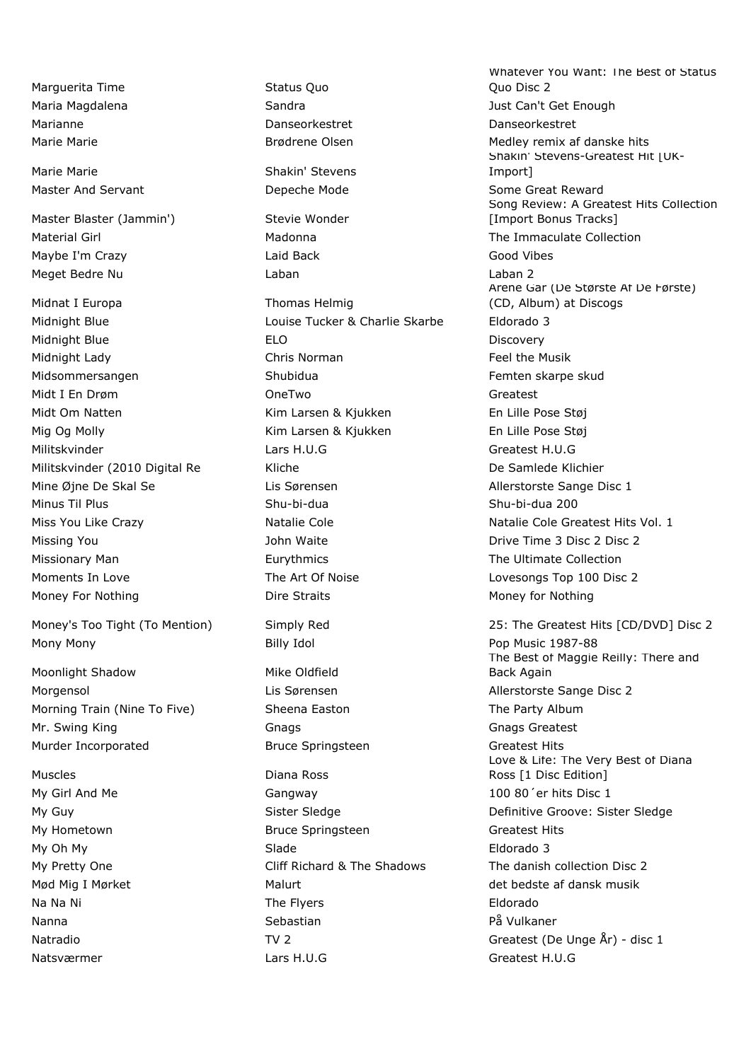| | | |
|---|---|---|
| Marguerita Time | Status Quo | Whatever You Want: The Best of Status Quo Disc 2 |
| Maria Magdalena | Sandra | Just Can't Get Enough |
| Marianne | Danseorkestret | Danseorkestret |
| Marie Marie | Brødrene Olsen | Medley remix af danske hits |
| Marie Marie | Shakin' Stevens | Shakin' Stevens-Greatest Hit [UK-Import] |
| Master And Servant | Depeche Mode | Some Great Reward |
| Master Blaster (Jammin') | Stevie Wonder | Song Review: A Greatest Hits Collection [Import Bonus Tracks] |
| Material Girl | Madonna | The Immaculate Collection |
| Maybe I'm Crazy | Laid Back | Good Vibes |
| Meget Bedre Nu | Laban | Laban 2 |
| Midnat I Europa | Thomas Helmig | Årene Går (De Største Af De Første) (CD, Album) at Discogs |
| Midnight Blue | Louise Tucker & Charlie Skarbe | Eldorado 3 |
| Midnight Blue | ELO | Discovery |
| Midnight Lady | Chris Norman | Feel the Musik |
| Midsommersangen | Shubidua | Femten skarpe skud |
| Midt I En Drøm | OneTwo | Greatest |
| Midt Om Natten | Kim Larsen & Kjukken | En Lille Pose Støj |
| Mig Og Molly | Kim Larsen & Kjukken | En Lille Pose Støj |
| Militskvinder | Lars H.U.G | Greatest H.U.G |
| Militskvinder (2010 Digital Re | Kliche | De Samlede Klichier |
| Mine Øjne De Skal Se | Lis Sørensen | Allerstorste Sange Disc 1 |
| Minus Til Plus | Shu-bi-dua | Shu-bi-dua 200 |
| Miss You Like Crazy | Natalie Cole | Natalie Cole Greatest Hits Vol. 1 |
| Missing You | John Waite | Drive Time 3 Disc 2 Disc 2 |
| Missionary Man | Eurythmics | The Ultimate Collection |
| Moments In Love | The Art Of Noise | Lovesongs Top 100 Disc 2 |
| Money For Nothing | Dire Straits | Money for Nothing |
| Money's Too Tight (To Mention) | Simply Red | 25: The Greatest Hits [CD/DVD] Disc 2 |
| Mony Mony | Billy Idol | Pop Music 1987-88 |
| Moonlight Shadow | Mike Oldfield | The Best of Maggie Reilly: There and Back Again |
| Morgensol | Lis Sørensen | Allerstorste Sange Disc 2 |
| Morning Train (Nine To Five) | Sheena Easton | The Party Album |
| Mr. Swing King | Gnags | Gnags Greatest |
| Murder Incorporated | Bruce Springsteen | Greatest Hits |
| Muscles | Diana Ross | Love & Life: The Very Best of Diana Ross [1 Disc Edition] |
| My Girl And Me | Gangway | 100 80´er hits Disc 1 |
| My Guy | Sister Sledge | Definitive Groove: Sister Sledge |
| My Hometown | Bruce Springsteen | Greatest Hits |
| My Oh My | Slade | Eldorado 3 |
| My Pretty One | Cliff Richard & The Shadows | The danish collection Disc 2 |
| Mød Mig I Mørket | Malurt | det bedste af dansk musik |
| Na Na Ni | The Flyers | Eldorado |
| Nanna | Sebastian | På Vulkaner |
| Natradio | TV 2 | Greatest (De Unge År) - disc 1 |
| Natsværmer | Lars H.U.G | Greatest H.U.G |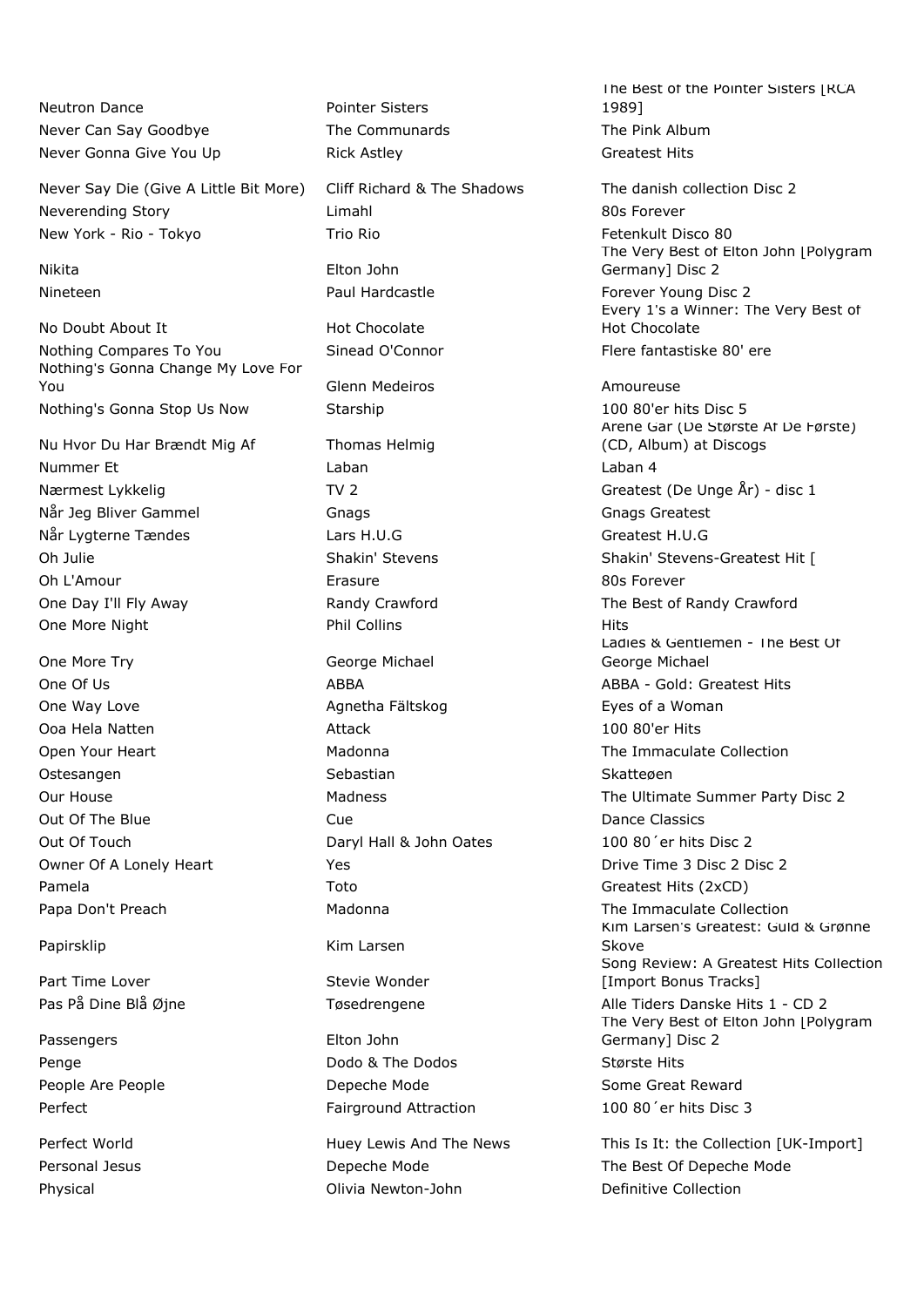| | | |
|---|---|---|
| Neutron Dance | Pointer Sisters | The Best of the Pointer Sisters [RCA 1989] |
| Never Can Say Goodbye | The Communards | The Pink Album |
| Never Gonna Give You Up | Rick Astley | Greatest Hits |
| Never Say Die (Give A Little Bit More) | Cliff Richard & The Shadows | The danish collection Disc 2 |
| Neverending Story | Limahl | 80s Forever |
| New York - Rio - Tokyo | Trio Rio | Fetenkult Disco 80 |
| Nikita | Elton John | The Very Best of Elton John [Polygram Germany] Disc 2 |
| Nineteen | Paul Hardcastle | Forever Young Disc 2 |
| No Doubt About It | Hot Chocolate | Every 1's a Winner: The Very Best of Hot Chocolate |
| Nothing Compares To You | Sinead O'Connor | Flere fantastiske 80' ere |
| Nothing's Gonna Change My Love For You | Glenn Medeiros | Amoureuse |
| Nothing's Gonna Stop Us Now | Starship | 100 80'er hits Disc 5 |
| Nu Hvor Du Har Brændt Mig Af | Thomas Helmig | Årene Går (De Største Af De Første) (CD, Album) at Discogs |
| Nummer Et | Laban | Laban 4 |
| Nærmest Lykkelig | TV 2 | Greatest (De Unge År) - disc 1 |
| Når Jeg Bliver Gammel | Gnags | Gnags Greatest |
| Når Lygterne Tændes | Lars H.U.G | Greatest H.U.G |
| Oh Julie | Shakin' Stevens | Shakin' Stevens-Greatest Hit [ |
| Oh L'Amour | Erasure | 80s Forever |
| One Day I'll Fly Away | Randy Crawford | The Best of Randy Crawford |
| One More Night | Phil Collins | Hits |
| One More Try | George Michael | Ladies & Gentlemen - The Best Of George Michael |
| One Of Us | ABBA | ABBA - Gold: Greatest Hits |
| One Way Love | Agnetha Fältskog | Eyes of a Woman |
| Ooa Hela Natten | Attack | 100 80'er Hits |
| Open Your Heart | Madonna | The Immaculate Collection |
| Ostesangen | Sebastian | Skatteøen |
| Our House | Madness | The Ultimate Summer Party Disc 2 |
| Out Of The Blue | Cue | Dance Classics |
| Out Of Touch | Daryl Hall & John Oates | 100 80´er hits Disc 2 |
| Owner Of A Lonely Heart | Yes | Drive Time 3 Disc 2 Disc 2 |
| Pamela | Toto | Greatest Hits (2xCD) |
| Papa Don't Preach | Madonna | The Immaculate Collection |
| Papirsklip | Kim Larsen | Kim Larsen's Greatest: Guld & Grønne Skove |
| Part Time Lover | Stevie Wonder | Song Review: A Greatest Hits Collection [Import Bonus Tracks] |
| Pas På Dine Blå Øjne | Tøsedrengene | Alle Tiders Danske Hits 1 - CD 2 |
| Passengers | Elton John | The Very Best of Elton John [Polygram Germany] Disc 2 |
| Penge | Dodo & The Dodos | Største Hits |
| People Are People | Depeche Mode | Some Great Reward |
| Perfect | Fairground Attraction | 100 80´er hits Disc 3 |
| Perfect World | Huey Lewis And The News | This Is It: the Collection [UK-Import] |
| Personal Jesus | Depeche Mode | The Best Of Depeche Mode |
| Physical | Olivia Newton-John | Definitive Collection |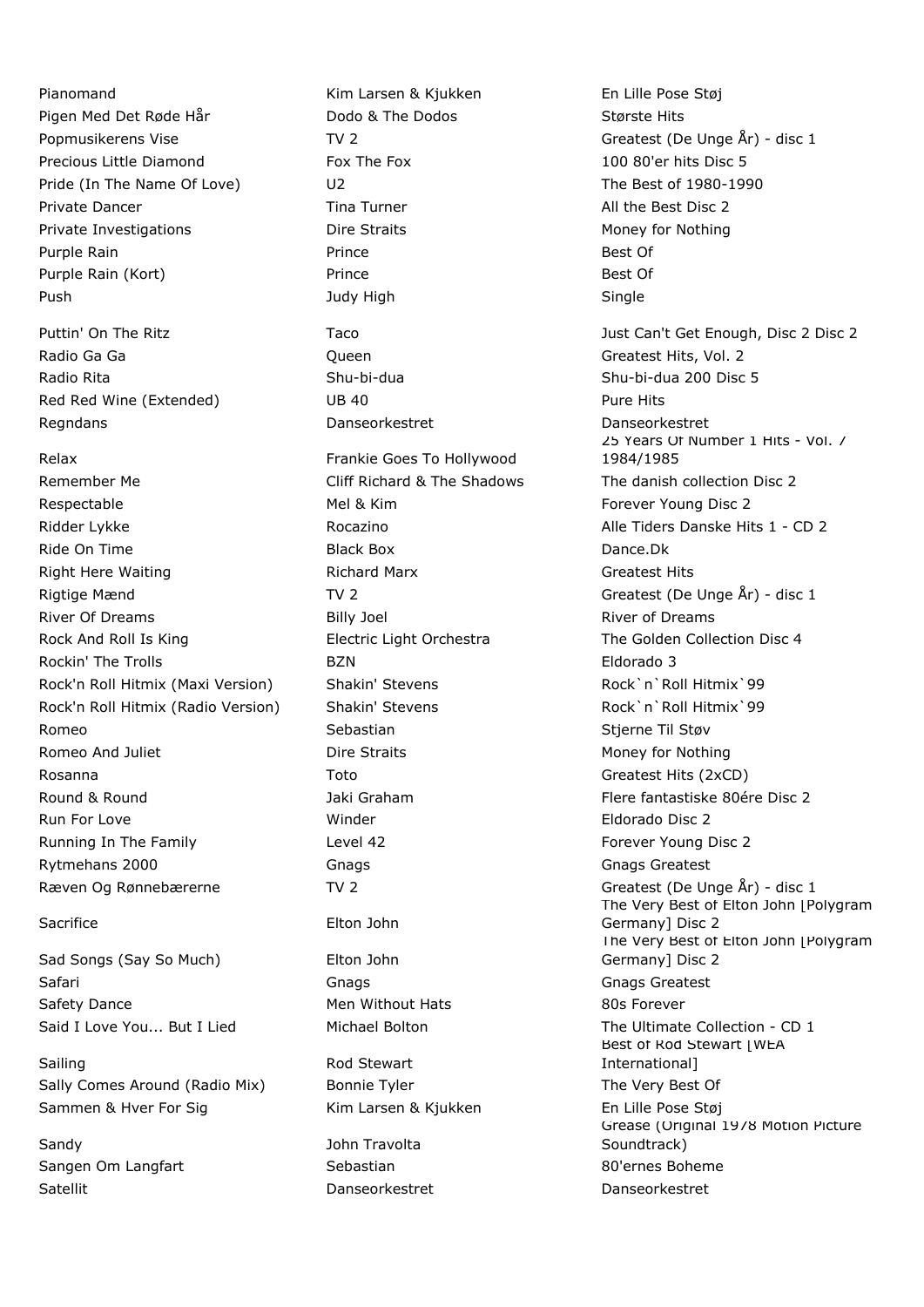| | | |
|---|---|---|
| Pianomand | Kim Larsen & Kjukken | En Lille Pose Støj |
| Pigen Med Det Røde Hår | Dodo & The Dodos | Største Hits |
| Popmusikerens Vise | TV 2 | Greatest (De Unge År) - disc 1 |
| Precious Little Diamond | Fox The Fox | 100 80'er hits Disc 5 |
| Pride (In The Name Of Love) | U2 | The Best of 1980-1990 |
| Private Dancer | Tina Turner | All the Best Disc 2 |
| Private Investigations | Dire Straits | Money for Nothing |
| Purple Rain | Prince | Best Of |
| Purple Rain (Kort) | Prince | Best Of |
| Push | Judy High | Single |
| Puttin' On The Ritz | Taco | Just Can't Get Enough, Disc 2 Disc 2 |
| Radio Ga Ga | Queen | Greatest Hits, Vol. 2 |
| Radio Rita | Shu-bi-dua | Shu-bi-dua 200 Disc 5 |
| Red Red Wine (Extended) | UB 40 | Pure Hits |
| Regndans | Danseorkestret | Danseorkestret |
| Relax | Frankie Goes To Hollywood | 25 Years Of Number 1 Hits - Vol. 7 1984/1985 |
| Remember Me | Cliff Richard & The Shadows | The danish collection Disc 2 |
| Respectable | Mel & Kim | Forever Young Disc 2 |
| Ridder Lykke | Rocazino | Alle Tiders Danske Hits 1 - CD 2 |
| Ride On Time | Black Box | Dance.Dk |
| Right Here Waiting | Richard Marx | Greatest Hits |
| Rigtige Mænd | TV 2 | Greatest (De Unge År) - disc 1 |
| River Of Dreams | Billy Joel | River of Dreams |
| Rock And Roll Is King | Electric Light Orchestra | The Golden Collection Disc 4 |
| Rockin' The Trolls | BZN | Eldorado 3 |
| Rock'n Roll Hitmix (Maxi Version) | Shakin' Stevens | Rock`n`Roll Hitmix`99 |
| Rock'n Roll Hitmix (Radio Version) | Shakin' Stevens | Rock`n`Roll Hitmix`99 |
| Romeo | Sebastian | Stjerne Til Støv |
| Romeo And Juliet | Dire Straits | Money for Nothing |
| Rosanna | Toto | Greatest Hits (2xCD) |
| Round & Round | Jaki Graham | Flere fantastiske 80ére Disc 2 |
| Run For Love | Winder | Eldorado Disc 2 |
| Running In The Family | Level 42 | Forever Young Disc 2 |
| Rytmehans 2000 | Gnags | Gnags Greatest |
| Ræven Og Rønnebærerne | TV 2 | Greatest (De Unge År) - disc 1 |
| Sacrifice | Elton John | The Very Best of Elton John [Polygram Germany] Disc 2 |
| Sad Songs (Say So Much) | Elton John | The Very Best of Elton John [Polygram Germany] Disc 2 |
| Safari | Gnags | Gnags Greatest |
| Safety Dance | Men Without Hats | 80s Forever |
| Said I Love You... But I Lied | Michael Bolton | The Ultimate Collection - CD 1 |
| Sailing | Rod Stewart | Best of Rod Stewart [WEA International] |
| Sally Comes Around (Radio Mix) | Bonnie Tyler | The Very Best Of |
| Sammen & Hver For Sig | Kim Larsen & Kjukken | En Lille Pose Støj |
| Sandy | John Travolta | Grease (Original 1978 Motion Picture Soundtrack) |
| Sangen Om Langfart | Sebastian | 80'ernes Boheme |
| Satellit | Danseorkestret | Danseorkestret |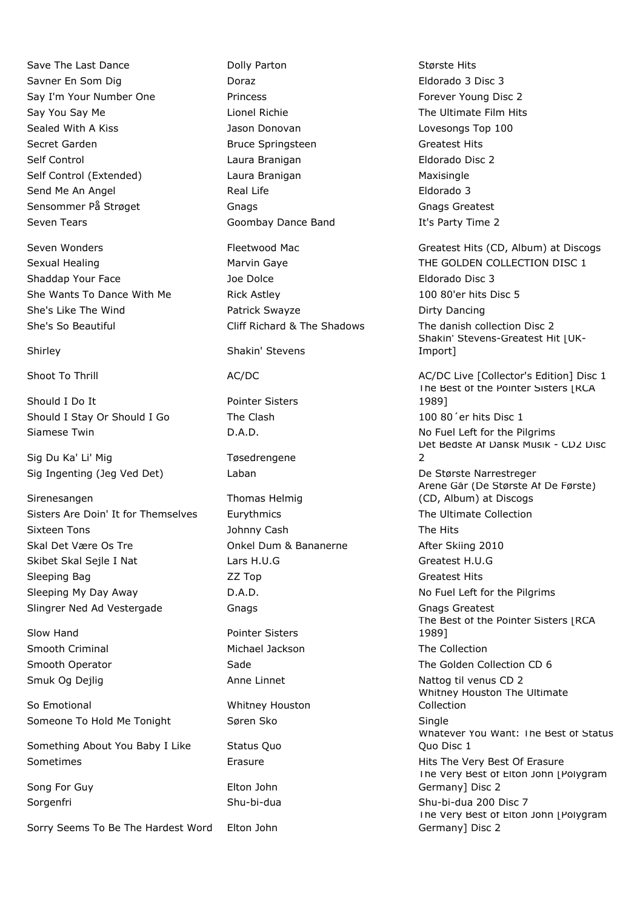| Title | Artist | Album |
|---|---|---|
| Save The Last Dance | Dolly Parton | Største Hits |
| Savner En Som Dig | Doraz | Eldorado 3 Disc 3 |
| Say I'm Your Number One | Princess | Forever Young Disc 2 |
| Say You Say Me | Lionel Richie | The Ultimate Film Hits |
| Sealed With A Kiss | Jason Donovan | Lovesongs Top 100 |
| Secret Garden | Bruce Springsteen | Greatest Hits |
| Self Control | Laura Branigan | Eldorado Disc 2 |
| Self Control (Extended) | Laura Branigan | Maxisingle |
| Send Me An Angel | Real Life | Eldorado 3 |
| Sensommer På Strøget | Gnags | Gnags Greatest |
| Seven Tears | Goombay Dance Band | It's Party Time 2 |
| Seven Wonders | Fleetwood Mac | Greatest Hits (CD, Album) at Discogs |
| Sexual Healing | Marvin Gaye | THE GOLDEN COLLECTION DISC 1 |
| Shaddap Your Face | Joe Dolce | Eldorado Disc 3 |
| She Wants To Dance With Me | Rick Astley | 100 80'er hits Disc 5 |
| She's Like The Wind | Patrick Swayze | Dirty Dancing |
| She's So Beautiful | Cliff Richard & The Shadows | The danish collection Disc 2 |
| Shirley | Shakin' Stevens | Shakin' Stevens-Greatest Hit [UK-Import] |
| Shoot To Thrill | AC/DC | AC/DC Live [Collector's Edition] Disc 1 |
| Should I Do It | Pointer Sisters | The Best of the Pointer Sisters [RCA 1989] |
| Should I Stay Or Should I Go | The Clash | 100 80´er hits Disc 1 |
| Siamese Twin | D.A.D. | No Fuel Left for the Pilgrims |
| Sig Du Ka' Li' Mig | Tøsedrengene | Det Bedste Af Dansk Musik - CD2 Disc 2 |
| Sig Ingenting (Jeg Ved Det) | Laban | De Største Narrestreger |
| Sirenesangen | Thomas Helmig | Arene Går (De Største Af De Første) (CD, Album) at Discogs |
| Sisters Are Doin' It for Themselves | Eurythmics | The Ultimate Collection |
| Sixteen Tons | Johnny Cash | The Hits |
| Skal Det Være Os Tre | Onkel Dum & Bananerne | After Skiing 2010 |
| Skibet Skal Sejle I Nat | Lars H.U.G | Greatest H.U.G |
| Sleeping Bag | ZZ Top | Greatest Hits |
| Sleeping My Day Away | D.A.D. | No Fuel Left for the Pilgrims |
| Slingrer Ned Ad Vestergade | Gnags | Gnags Greatest |
| Slow Hand | Pointer Sisters | The Best of the Pointer Sisters [RCA 1989] |
| Smooth Criminal | Michael Jackson | The Collection |
| Smooth Operator | Sade | The Golden Collection CD 6 |
| Smuk Og Dejlig | Anne Linnet | Nattog til venus CD 2 |
| So Emotional | Whitney Houston | Whitney Houston The Ultimate Collection |
| Someone To Hold Me Tonight | Søren Sko | Single |
| Something About You Baby I Like | Status Quo | Whatever You Want: The Best of Status Quo Disc 1 |
| Sometimes | Erasure | Hits The Very Best Of Erasure |
| Song For Guy | Elton John | The Very Best of Elton John [Polygram Germany] Disc 2 |
| Sorgenfri | Shu-bi-dua | Shu-bi-dua 200 Disc 7 |
| Sorry Seems To Be The Hardest Word | Elton John | The Very Best of Elton John [Polygram Germany] Disc 2 |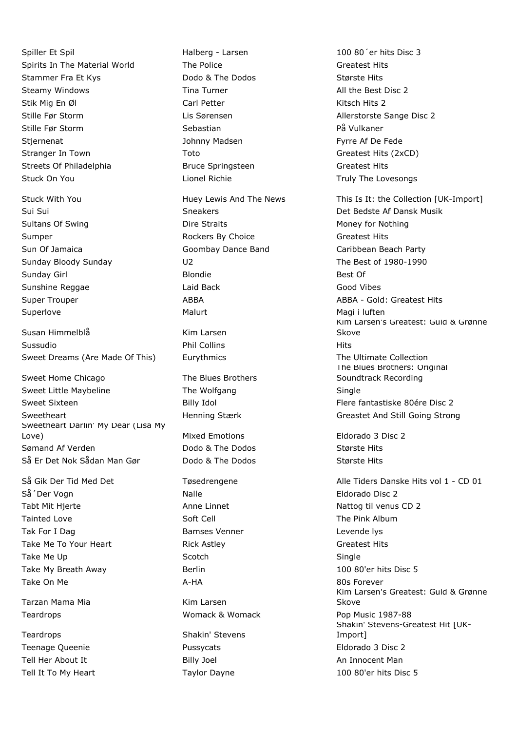| | | |
|---|---|---|
| Spiller Et Spil | Halberg - Larsen | 100 80´er hits Disc 3 |
| Spirits In The Material World | The Police | Greatest Hits |
| Stammer Fra Et Kys | Dodo & The Dodos | Største Hits |
| Steamy Windows | Tina Turner | All the Best Disc 2 |
| Stik Mig En Øl | Carl Petter | Kitsch Hits 2 |
| Stille Før Storm | Lis Sørensen | Allerstorste Sange Disc 2 |
| Stille Før Storm | Sebastian | På Vulkaner |
| Stjernenat | Johnny Madsen | Fyrre Af De Fede |
| Stranger In Town | Toto | Greatest Hits (2xCD) |
| Streets Of Philadelphia | Bruce Springsteen | Greatest Hits |
| Stuck On You | Lionel Richie | Truly The Lovesongs |
| Stuck With You | Huey Lewis And The News | This Is It: the Collection [UK-Import] |
| Sui Sui | Sneakers | Det Bedste Af Dansk Musik |
| Sultans Of Swing | Dire Straits | Money for Nothing |
| Sumper | Rockers By Choice | Greatest Hits |
| Sun Of Jamaica | Goombay Dance Band | Caribbean Beach Party |
| Sunday Bloody Sunday | U2 | The Best of 1980-1990 |
| Sunday Girl | Blondie | Best Of |
| Sunshine Reggae | Laid Back | Good Vibes |
| Super Trouper | ABBA | ABBA - Gold: Greatest Hits |
| Superlove | Malurt | Magi i luften |
| Susan Himmelblå | Kim Larsen | Kim Larsen's Greatest: Guld & Grønne Skove |
| Sussudio | Phil Collins | Hits |
| Sweet Dreams (Are Made Of This) | Eurythmics | The Ultimate Collection |
| Sweet Home Chicago | The Blues Brothers | The Blues Brothers: Original Soundtrack Recording |
| Sweet Little Maybeline | The Wolfgang | Single |
| Sweet Sixteen | Billy Idol | Flere fantastiske 80ére Disc 2 |
| Sweetheart | Henning Stærk | Greastet And Still Going Strong |
| Sweetheart Darlin' My Dear (Lisa My Love) | Mixed Emotions | Eldorado 3 Disc 2 |
| Sømand Af Verden | Dodo & The Dodos | Største Hits |
| Så Er Det Nok Sådan Man Gør | Dodo & The Dodos | Største Hits |
| Så Gik Der Tid Med Det | Tøsedrengene | Alle Tiders Danske Hits vol 1 - CD 01 |
| Så´Der Vogn | Nalle | Eldorado Disc 2 |
| Tabt Mit Hjerte | Anne Linnet | Nattog til venus CD 2 |
| Tainted Love | Soft Cell | The Pink Album |
| Tak For I Dag | Bamses Venner | Levende lys |
| Take Me To Your Heart | Rick Astley | Greatest Hits |
| Take Me Up | Scotch | Single |
| Take My Breath Away | Berlin | 100 80'er hits Disc 5 |
| Take On Me | A-HA | 80s Forever |
| Tarzan Mama Mia | Kim Larsen | Kim Larsen's Greatest: Guld & Grønne Skove |
| Teardrops | Womack & Womack | Pop Music 1987-88 |
| Teardrops | Shakin' Stevens | Shakin' Stevens-Greatest Hit [UK-Import] |
| Teenage Queenie | Pussycats | Eldorado 3 Disc 2 |
| Tell Her About It | Billy Joel | An Innocent Man |
| Tell It To My Heart | Taylor Dayne | 100 80'er hits Disc 5 |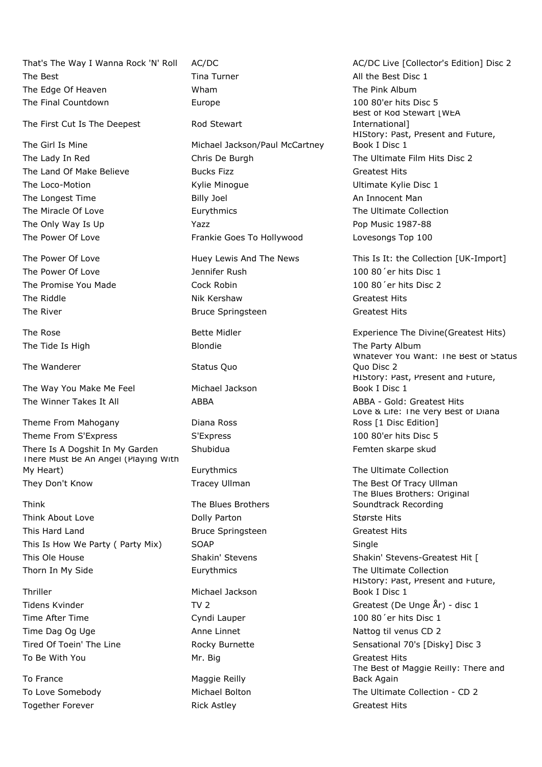| | | |
|---|---|---|
| That's The Way I Wanna Rock 'N' Roll | AC/DC | AC/DC Live [Collector's Edition] Disc 2 |
| The Best | Tina Turner | All the Best Disc 1 |
| The Edge Of Heaven | Wham | The Pink Album |
| The Final Countdown | Europe | 100 80'er hits Disc 5 |
| The First Cut Is The Deepest | Rod Stewart | Best of Rod Stewart [WEA International] |
| The Girl Is Mine | Michael Jackson/Paul McCartney | HIStory: Past, Present and Future, Book I Disc 1 |
| The Lady In Red | Chris De Burgh | The Ultimate Film Hits Disc 2 |
| The Land Of Make Believe | Bucks Fizz | Greatest Hits |
| The Loco-Motion | Kylie Minogue | Ultimate Kylie Disc 1 |
| The Longest Time | Billy Joel | An Innocent Man |
| The Miracle Of Love | Eurythmics | The Ultimate Collection |
| The Only Way Is Up | Yazz | Pop Music 1987-88 |
| The Power Of Love | Frankie Goes To Hollywood | Lovesongs Top 100 |
| The Power Of Love | Huey Lewis And The News | This Is It: the Collection [UK-Import] |
| The Power Of Love | Jennifer Rush | 100 80´er hits Disc 1 |
| The Promise You Made | Cock Robin | 100 80´er hits Disc 2 |
| The Riddle | Nik Kershaw | Greatest Hits |
| The River | Bruce Springsteen | Greatest Hits |
| The Rose | Bette Midler | Experience The Divine(Greatest Hits) |
| The Tide Is High | Blondie | The Party Album |
| The Wanderer | Status Quo | Whatever You Want: The Best of Status Quo Disc 2 |
| The Way You Make Me Feel | Michael Jackson | HIStory: Past, Present and Future, Book I Disc 1 |
| The Winner Takes It All | ABBA | ABBA - Gold: Greatest Hits |
| Theme From Mahogany | Diana Ross | Love & Life: The Very Best of Diana Ross [1 Disc Edition] |
| Theme From S'Express | S'Express | 100 80'er hits Disc 5 |
| There Is A Dogshit In My Garden | Shubidua | Femten skarpe skud |
| There Must Be An Angel (Playing With My Heart) | Eurythmics | The Ultimate Collection |
| They Don't Know | Tracey Ullman | The Best Of Tracy Ullman |
| Think | The Blues Brothers | The Blues Brothers: Original Soundtrack Recording |
| Think About Love | Dolly Parton | Største Hits |
| This Hard Land | Bruce Springsteen | Greatest Hits |
| This Is How We Party ( Party Mix) | SOAP | Single |
| This Ole House | Shakin' Stevens | Shakin' Stevens-Greatest Hit [ |
| Thorn In My Side | Eurythmics | The Ultimate Collection |
| Thriller | Michael Jackson | HIStory: Past, Present and Future, Book I Disc 1 |
| Tidens Kvinder | TV 2 | Greatest (De Unge År) - disc 1 |
| Time After Time | Cyndi Lauper | 100 80´er hits Disc 1 |
| Time Dag Og Uge | Anne Linnet | Nattog til venus CD 2 |
| Tired Of Toein' The Line | Rocky Burnette | Sensational 70's [Disky] Disc 3 |
| To Be With You | Mr. Big | Greatest Hits |
| To France | Maggie Reilly | The Best of Maggie Reilly: There and Back Again |
| To Love Somebody | Michael Bolton | The Ultimate Collection - CD 2 |
| Together Forever | Rick Astley | Greatest Hits |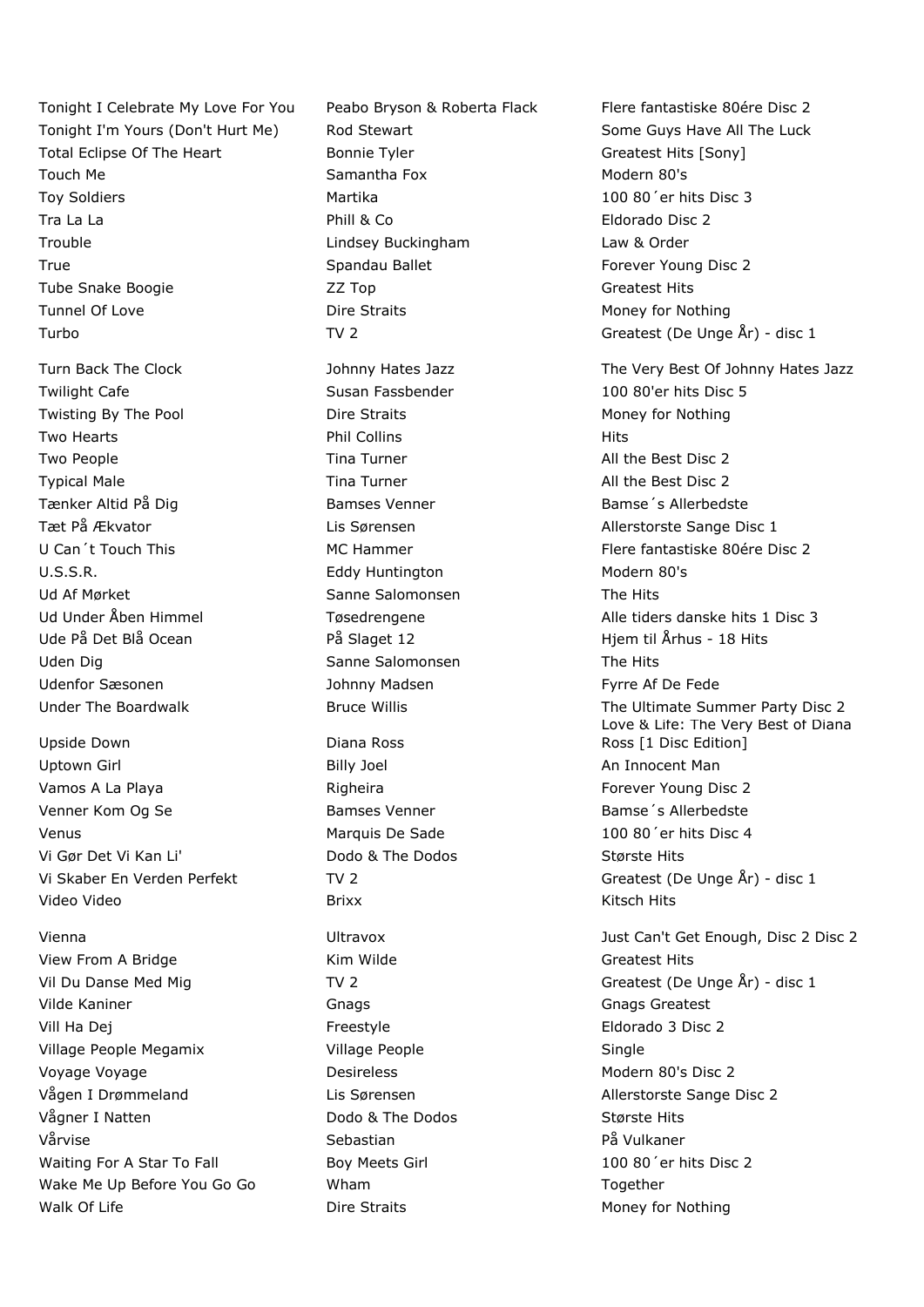| | | |
|---|---|---|
| Tonight I Celebrate My Love For You | Peabo Bryson & Roberta Flack | Flere fantastiske 80ére Disc 2 |
| Tonight I'm Yours (Don't Hurt Me) | Rod Stewart | Some Guys Have All The Luck |
| Total Eclipse Of The Heart | Bonnie Tyler | Greatest Hits [Sony] |
| Touch Me | Samantha Fox | Modern 80's |
| Toy Soldiers | Martika | 100 80´er hits Disc 3 |
| Tra La La | Phill & Co | Eldorado Disc 2 |
| Trouble | Lindsey Buckingham | Law & Order |
| True | Spandau Ballet | Forever Young Disc 2 |
| Tube Snake Boogie | ZZ Top | Greatest Hits |
| Tunnel Of Love | Dire Straits | Money for Nothing |
| Turbo | TV 2 | Greatest (De Unge År) - disc 1 |
| Turn Back The Clock | Johnny Hates Jazz | The Very Best Of Johnny Hates Jazz |
| Twilight Cafe | Susan Fassbender | 100 80'er hits Disc 5 |
| Twisting By The Pool | Dire Straits | Money for Nothing |
| Two Hearts | Phil Collins | Hits |
| Two People | Tina Turner | All the Best Disc 2 |
| Typical Male | Tina Turner | All the Best Disc 2 |
| Tænker Altid På Dig | Bamses Venner | Bamse´s Allerbedste |
| Tæt På Ækvator | Lis Sørensen | Allerstorste Sange Disc 1 |
| U Can´t Touch This | MC Hammer | Flere fantastiske 80ére Disc 2 |
| U.S.S.R. | Eddy Huntington | Modern 80's |
| Ud Af Mørket | Sanne Salomonsen | The Hits |
| Ud Under Åben Himmel | Tøsedrengene | Alle tiders danske hits 1 Disc 3 |
| Ude På Det Blå Ocean | På Slaget 12 | Hjem til Århus - 18 Hits |
| Uden Dig | Sanne Salomonsen | The Hits |
| Udenfor Sæsonen | Johnny Madsen | Fyrre Af De Fede |
| Under The Boardwalk | Bruce Willis | The Ultimate Summer Party Disc 2 |
| Upside Down | Diana Ross | Love & Life: The Very Best of Diana Ross [1 Disc Edition] |
| Uptown Girl | Billy Joel | An Innocent Man |
| Vamos A La Playa | Righeira | Forever Young Disc 2 |
| Venner Kom Og Se | Bamses Venner | Bamse´s Allerbedste |
| Venus | Marquis De Sade | 100 80´er hits Disc 4 |
| Vi Gør Det Vi Kan Li' | Dodo & The Dodos | Største Hits |
| Vi Skaber En Verden Perfekt | TV 2 | Greatest (De Unge År) - disc 1 |
| Video Video | Brixx | Kitsch Hits |
| Vienna | Ultravox | Just Can't Get Enough, Disc 2 Disc 2 |
| View From A Bridge | Kim Wilde | Greatest Hits |
| Vil Du Danse Med Mig | TV 2 | Greatest (De Unge År) - disc 1 |
| Vilde Kaniner | Gnags | Gnags Greatest |
| Vill Ha Dej | Freestyle | Eldorado 3 Disc 2 |
| Village People Megamix | Village People | Single |
| Voyage Voyage | Desireless | Modern 80's Disc 2 |
| Vågen I Drømmeland | Lis Sørensen | Allerstorste Sange Disc 2 |
| Vågner I Natten | Dodo & The Dodos | Største Hits |
| Vårvise | Sebastian | På Vulkaner |
| Waiting For A Star To Fall | Boy Meets Girl | 100 80´er hits Disc 2 |
| Wake Me Up Before You Go Go | Wham | Together |
| Walk Of Life | Dire Straits | Money for Nothing |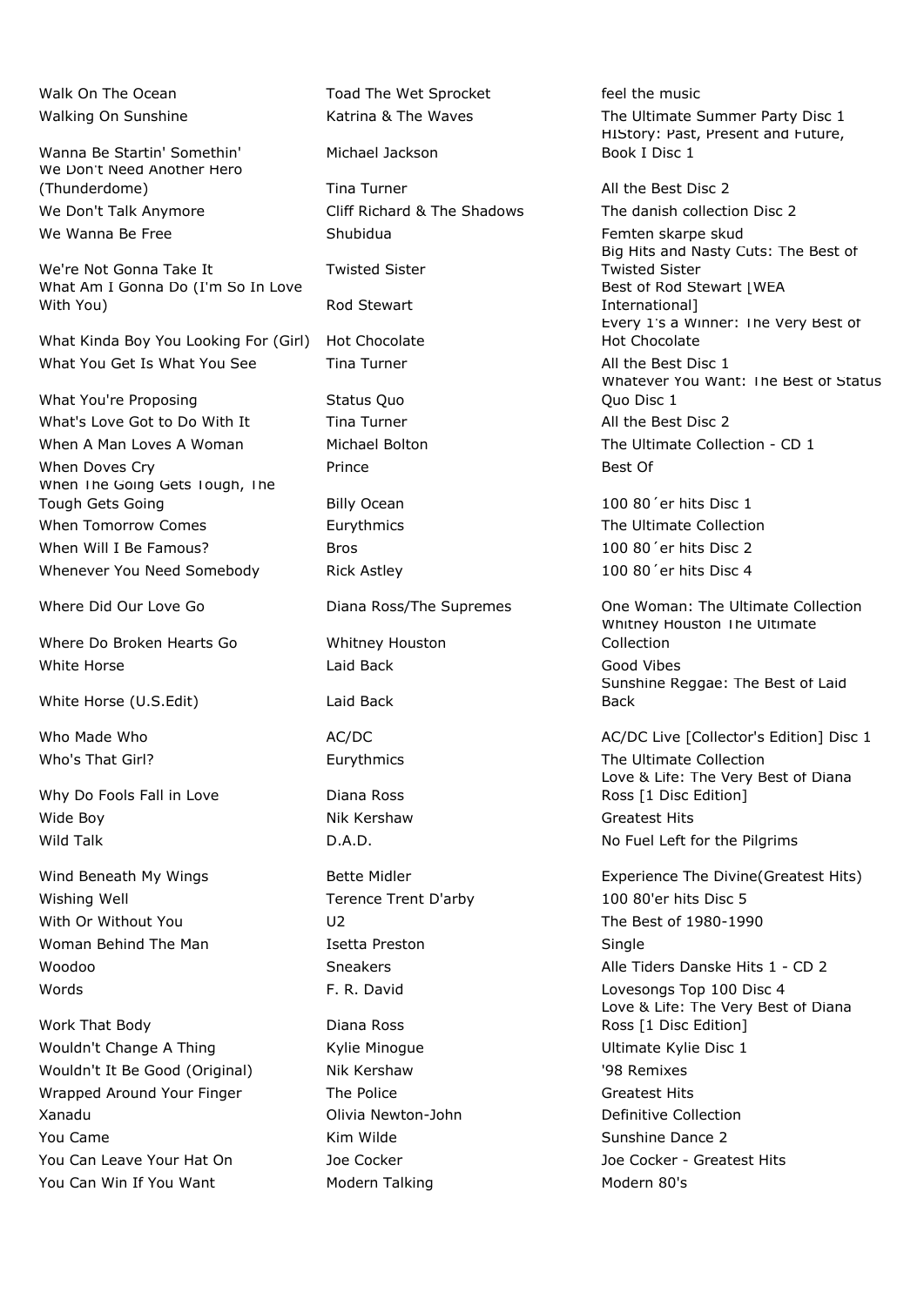| | | |
|---|---|---|
| Walk On The Ocean | Toad The Wet Sprocket | feel the music |
| Walking On Sunshine | Katrina & The Waves | The Ultimate Summer Party Disc 1 |
| Wanna Be Startin' Somethin' | Michael Jackson | HIStory: Past, Present and Future, Book I Disc 1 |
| We Don't Need Another Hero (Thunderdome) | Tina Turner | All the Best Disc 2 |
| We Don't Talk Anymore | Cliff Richard & The Shadows | The danish collection Disc 2 |
| We Wanna Be Free | Shubidua | Femten skarpe skud |
| We're Not Gonna Take It | Twisted Sister | Big Hits and Nasty Cuts: The Best of Twisted Sister |
| What Am I Gonna Do (I'm So In Love With You) | Rod Stewart | Best of Rod Stewart [WEA International] |
| What Kinda Boy You Looking For (Girl) | Hot Chocolate | Every 1's a Winner: The Very Best of Hot Chocolate |
| What You Get Is What You See | Tina Turner | All the Best Disc 1 |
| What You're Proposing | Status Quo | Whatever You Want: The Best of Status Quo Disc 1 |
| What's Love Got to Do With It | Tina Turner | All the Best Disc 2 |
| When A Man Loves A Woman | Michael Bolton | The Ultimate Collection - CD 1 |
| When Doves Cry | Prince | Best Of |
| When The Going Gets Tough, The Tough Gets Going | Billy Ocean | 100 80´er hits Disc 1 |
| When Tomorrow Comes | Eurythmics | The Ultimate Collection |
| When Will I Be Famous? | Bros | 100 80´er hits Disc 2 |
| Whenever You Need Somebody | Rick Astley | 100 80´er hits Disc 4 |
| Where Did Our Love Go | Diana Ross/The Supremes | One Woman: The Ultimate Collection |
| Where Do Broken Hearts Go | Whitney Houston | Whitney Houston The Ultimate Collection |
| White Horse | Laid Back | Good Vibes |
| White Horse (U.S.Edit) | Laid Back | Sunshine Reggae: The Best of Laid Back |
| Who Made Who | AC/DC | AC/DC Live [Collector's Edition] Disc 1 |
| Who's That Girl? | Eurythmics | The Ultimate Collection |
| Why Do Fools Fall in Love | Diana Ross | Love & Life: The Very Best of Diana Ross [1 Disc Edition] |
| Wide Boy | Nik Kershaw | Greatest Hits |
| Wild Talk | D.A.D. | No Fuel Left for the Pilgrims |
| Wind Beneath My Wings | Bette Midler | Experience The Divine(Greatest Hits) |
| Wishing Well | Terence Trent D'arby | 100 80'er hits Disc 5 |
| With Or Without You | U2 | The Best of 1980-1990 |
| Woman Behind The Man | Isetta Preston | Single |
| Woodoo | Sneakers | Alle Tiders Danske Hits 1 - CD 2 |
| Words | F. R. David | Lovesongs Top 100 Disc 4 |
| Work That Body | Diana Ross | Love & Life: The Very Best of Diana Ross [1 Disc Edition] |
| Wouldn't Change A Thing | Kylie Minogue | Ultimate Kylie Disc 1 |
| Wouldn't It Be Good (Original) | Nik Kershaw | '98 Remixes |
| Wrapped Around Your Finger | The Police | Greatest Hits |
| Xanadu | Olivia Newton-John | Definitive Collection |
| You Came | Kim Wilde | Sunshine Dance 2 |
| You Can Leave Your Hat On | Joe Cocker | Joe Cocker - Greatest Hits |
| You Can Win If You Want | Modern Talking | Modern 80's |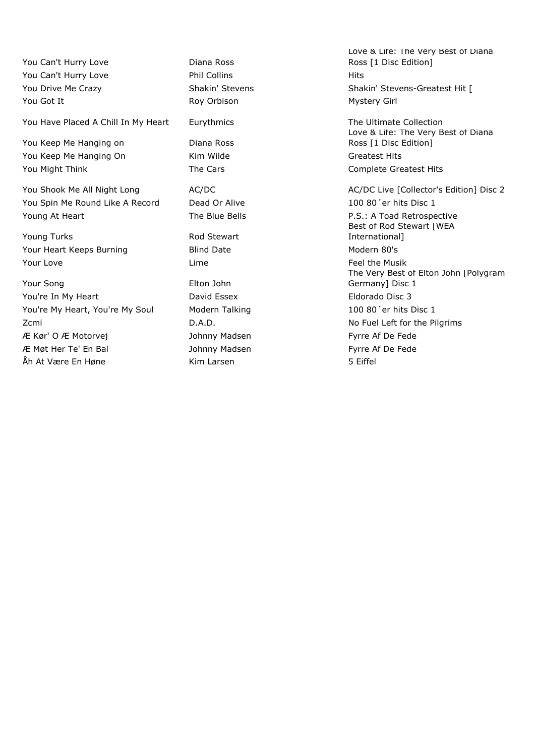| | | |
|---|---|---|
| You Can't Hurry Love | Diana Ross | Love & Life: The Very Best of Diana Ross [1 Disc Edition] |
| You Can't Hurry Love | Phil Collins | Hits |
| You Drive Me Crazy | Shakin' Stevens | Shakin' Stevens-Greatest Hit [ |
| You Got It | Roy Orbison | Mystery Girl |
| You Have Placed A Chill In My Heart | Eurythmics | The Ultimate Collection |
| You Keep Me Hanging on | Diana Ross | Love & Life: The Very Best of Diana Ross [1 Disc Edition] |
| You Keep Me Hanging On | Kim Wilde | Greatest Hits |
| You Might Think | The Cars | Complete Greatest Hits |
| You Shook Me All Night Long | AC/DC | AC/DC Live [Collector's Edition] Disc 2 |
| You Spin Me Round Like A Record | Dead Or Alive | 100 80´er hits Disc 1 |
| Young At Heart | The Blue Bells | P.S.: A Toad Retrospective |
| Young Turks | Rod Stewart | Best of Rod Stewart [WEA International] |
| Your Heart Keeps Burning | Blind Date | Modern 80's |
| Your Love | Lime | Feel the Musik |
| Your Song | Elton John | The Very Best of Elton John [Polygram Germany] Disc 1 |
| You're In My Heart | David Essex | Eldorado Disc 3 |
| You're My Heart, You're My Soul | Modern Talking | 100 80´er hits Disc 1 |
| Zcmi | D.A.D. | No Fuel Left for the Pilgrims |
| Æ Kør' O Æ Motorvej | Johnny Madsen | Fyrre Af De Fede |
| Æ Møt Her Te' En Bal | Johnny Madsen | Fyrre Af De Fede |
| Åh At Være En Høne | Kim Larsen | 5 Eiffel |